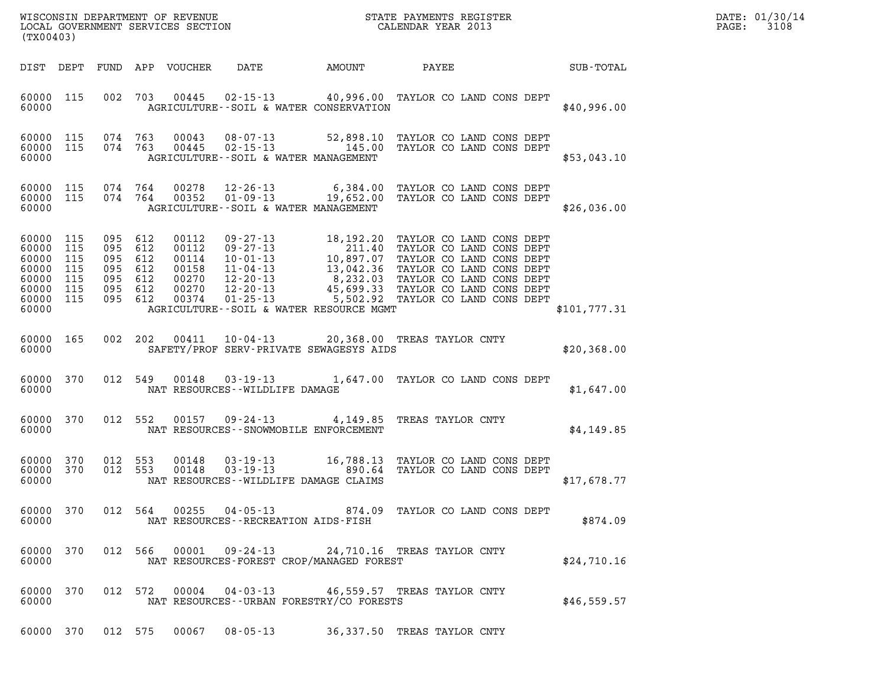WISCONSIN DEPARTMENT OF REVENUE
LOCAL GOVERNMENT SERVICES SECTION
(TX00403)

STATE PAYMENTS REGISTER
CALENDAR YEAR 2013

DATE: 01/30/14

| DIST | DEPT | FUND | APP | VOUCHER | DATE | AMOUNT | PAYEE | SUB-TOTAL |
|---|---|---|---|---|---|---|---|---|
| 60000 | 115 | 002 | 703 | 00445 | 02-15-13 | 40,996.00 | TAYLOR CO LAND CONS DEPT | |
| 60000 | | | | | AGRICULTURE--SOIL & WATER CONSERVATION | | | $40,996.00 |
| 60000 | 115 | 074 | 763 | 00043 | 08-07-13 | 52,898.10 | TAYLOR CO LAND CONS DEPT | |
| 60000 | 115 | 074 | 763 | 00445 | 02-15-13 | 145.00 | TAYLOR CO LAND CONS DEPT | |
| 60000 | | | | | AGRICULTURE--SOIL & WATER MANAGEMENT | | | $53,043.10 |
| 60000 | 115 | 074 | 764 | 00278 | 12-26-13 | 6,384.00 | TAYLOR CO LAND CONS DEPT | |
| 60000 | 115 | 074 | 764 | 00352 | 01-09-13 | 19,652.00 | TAYLOR CO LAND CONS DEPT | |
| 60000 | | | | | AGRICULTURE--SOIL & WATER MANAGEMENT | | | $26,036.00 |
| 60000 | 115 | 095 | 612 | 00112 | 09-27-13 | 18,192.20 | TAYLOR CO LAND CONS DEPT | |
| 60000 | 115 | 095 | 612 | 00112 | 09-27-13 | 211.40 | TAYLOR CO LAND CONS DEPT | |
| 60000 | 115 | 095 | 612 | 00114 | 10-01-13 | 10,897.07 | TAYLOR CO LAND CONS DEPT | |
| 60000 | 115 | 095 | 612 | 00158 | 11-04-13 | 13,042.36 | TAYLOR CO LAND CONS DEPT | |
| 60000 | 115 | 095 | 612 | 00270 | 12-20-13 | 8,232.03 | TAYLOR CO LAND CONS DEPT | |
| 60000 | 115 | 095 | 612 | 00270 | 12-20-13 | 45,699.33 | TAYLOR CO LAND CONS DEPT | |
| 60000 | 115 | 095 | 612 | 00374 | 01-25-13 | 5,502.92 | TAYLOR CO LAND CONS DEPT | |
| 60000 | | | | | AGRICULTURE--SOIL & WATER RESOURCE MGMT | | | $101,777.31 |
| 60000 | 165 | 002 | 202 | 00411 | 10-04-13 | 20,368.00 | TREAS TAYLOR CNTY | |
| 60000 | | | | | SAFETY/PROF SERV-PRIVATE SEWAGESYS AIDS | | | $20,368.00 |
| 60000 | 370 | 012 | 549 | 00148 | 03-19-13 | 1,647.00 | TAYLOR CO LAND CONS DEPT | |
| 60000 | | | | | NAT RESOURCES--WILDLIFE DAMAGE | | | $1,647.00 |
| 60000 | 370 | 012 | 552 | 00157 | 09-24-13 | 4,149.85 | TREAS TAYLOR CNTY | |
| 60000 | | | | | NAT RESOURCES--SNOWMOBILE ENFORCEMENT | | | $4,149.85 |
| 60000 | 370 | 012 | 553 | 00148 | 03-19-13 | 16,788.13 | TAYLOR CO LAND CONS DEPT | |
| 60000 | 370 | 012 | 553 | 00148 | 03-19-13 | 890.64 | TAYLOR CO LAND CONS DEPT | |
| 60000 | | | | | NAT RESOURCES--WILDLIFE DAMAGE CLAIMS | | | $17,678.77 |
| 60000 | 370 | 012 | 564 | 00255 | 04-05-13 | 874.09 | TAYLOR CO LAND CONS DEPT | |
| 60000 | | | | | NAT RESOURCES--RECREATION AIDS-FISH | | | $874.09 |
| 60000 | 370 | 012 | 566 | 00001 | 09-24-13 | 24,710.16 | TREAS TAYLOR CNTY | |
| 60000 | | | | | NAT RESOURCES-FOREST CROP/MANAGED FOREST | | | $24,710.16 |
| 60000 | 370 | 012 | 572 | 00004 | 04-03-13 | 46,559.57 | TREAS TAYLOR CNTY | |
| 60000 | | | | | NAT RESOURCES--URBAN FORESTRY/CO FORESTS | | | $46,559.57 |
| 60000 | 370 | 012 | 575 | 00067 | 08-05-13 | 36,337.50 | TREAS TAYLOR CNTY | |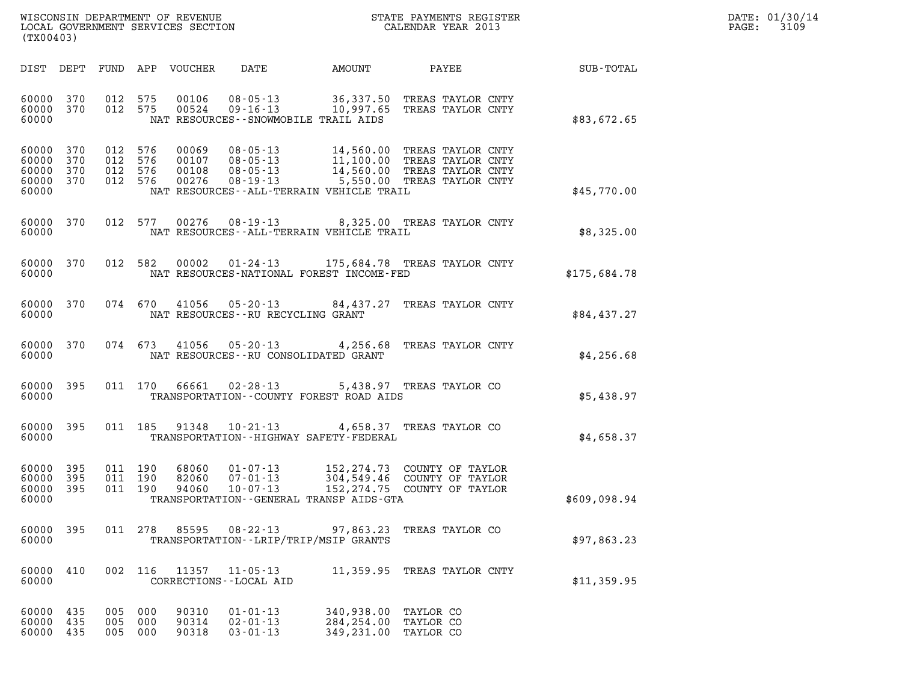WISCONSIN DEPARTMENT OF REVENUE
LOCAL GOVERNMENT SERVICES SECTION
(TX00403)

STATE PAYMENTS REGISTER
CALENDAR YEAR 2013

DATE: 01/30/14
PAGE: 3109

| DIST | DEPT | FUND | APP | VOUCHER | DATE | AMOUNT | PAYEE | SUB-TOTAL |
|---|---|---|---|---|---|---|---|---|
| 60000 | 370 | 012 | 575 | 00106 | 08-05-13 | 36,337.50 | TREAS TAYLOR CNTY | |
| 60000 | 370 | 012 | 575 | 00524 | 09-16-13 | 10,997.65 | TREAS TAYLOR CNTY | |
| 60000 | | | | | NAT RESOURCES--SNOWMOBILE TRAIL AIDS | | | $83,672.65 |
| 60000 | 370 | 012 | 576 | 00069 | 08-05-13 | 14,560.00 | TREAS TAYLOR CNTY | |
| 60000 | 370 | 012 | 576 | 00107 | 08-05-13 | 11,100.00 | TREAS TAYLOR CNTY | |
| 60000 | 370 | 012 | 576 | 00108 | 08-05-13 | 14,560.00 | TREAS TAYLOR CNTY | |
| 60000 | 370 | 012 | 576 | 00276 | 08-19-13 | 5,550.00 | TREAS TAYLOR CNTY | |
| 60000 | | | | | NAT RESOURCES--ALL-TERRAIN VEHICLE TRAIL | | | $45,770.00 |
| 60000 | 370 | 012 | 577 | 00276 | 08-19-13 | 8,325.00 | TREAS TAYLOR CNTY | |
| 60000 | | | | | NAT RESOURCES--ALL-TERRAIN VEHICLE TRAIL | | | $8,325.00 |
| 60000 | 370 | 012 | 582 | 00002 | 01-24-13 | 175,684.78 | TREAS TAYLOR CNTY | |
| 60000 | | | | | NAT RESOURCES-NATIONAL FOREST INCOME-FED | | | $175,684.78 |
| 60000 | 370 | 074 | 670 | 41056 | 05-20-13 | 84,437.27 | TREAS TAYLOR CNTY | |
| 60000 | | | | | NAT RESOURCES--RU RECYCLING GRANT | | | $84,437.27 |
| 60000 | 370 | 074 | 673 | 41056 | 05-20-13 | 4,256.68 | TREAS TAYLOR CNTY | |
| 60000 | | | | | NAT RESOURCES--RU CONSOLIDATED GRANT | | | $4,256.68 |
| 60000 | 395 | 011 | 170 | 66661 | 02-28-13 | 5,438.97 | TREAS TAYLOR CO | |
| 60000 | | | | | TRANSPORTATION--COUNTY FOREST ROAD AIDS | | | $5,438.97 |
| 60000 | 395 | 011 | 185 | 91348 | 10-21-13 | 4,658.37 | TREAS TAYLOR CO | |
| 60000 | | | | | TRANSPORTATION--HIGHWAY SAFETY-FEDERAL | | | $4,658.37 |
| 60000 | 395 | 011 | 190 | 68060 | 01-07-13 | 152,274.73 | COUNTY OF TAYLOR | |
| 60000 | 395 | 011 | 190 | 82060 | 07-01-13 | 304,549.46 | COUNTY OF TAYLOR | |
| 60000 | 395 | 011 | 190 | 94060 | 10-07-13 | 152,274.75 | COUNTY OF TAYLOR | |
| 60000 | | | | | TRANSPORTATION--GENERAL TRANSP AIDS-GTA | | | $609,098.94 |
| 60000 | 395 | 011 | 278 | 85595 | 08-22-13 | 97,863.23 | TREAS TAYLOR CO | |
| 60000 | | | | | TRANSPORTATION--LRIP/TRIP/MSIP GRANTS | | | $97,863.23 |
| 60000 | 410 | 002 | 116 | 11357 | 11-05-13 | 11,359.95 | TREAS TAYLOR CNTY | |
| 60000 | | | | | CORRECTIONS--LOCAL AID | | | $11,359.95 |
| 60000 | 435 | 005 | 000 | 90310 | 01-01-13 | 340,938.00 | TAYLOR CO | |
| 60000 | 435 | 005 | 000 | 90314 | 02-01-13 | 284,254.00 | TAYLOR CO | |
| 60000 | 435 | 005 | 000 | 90318 | 03-01-13 | 349,231.00 | TAYLOR CO | |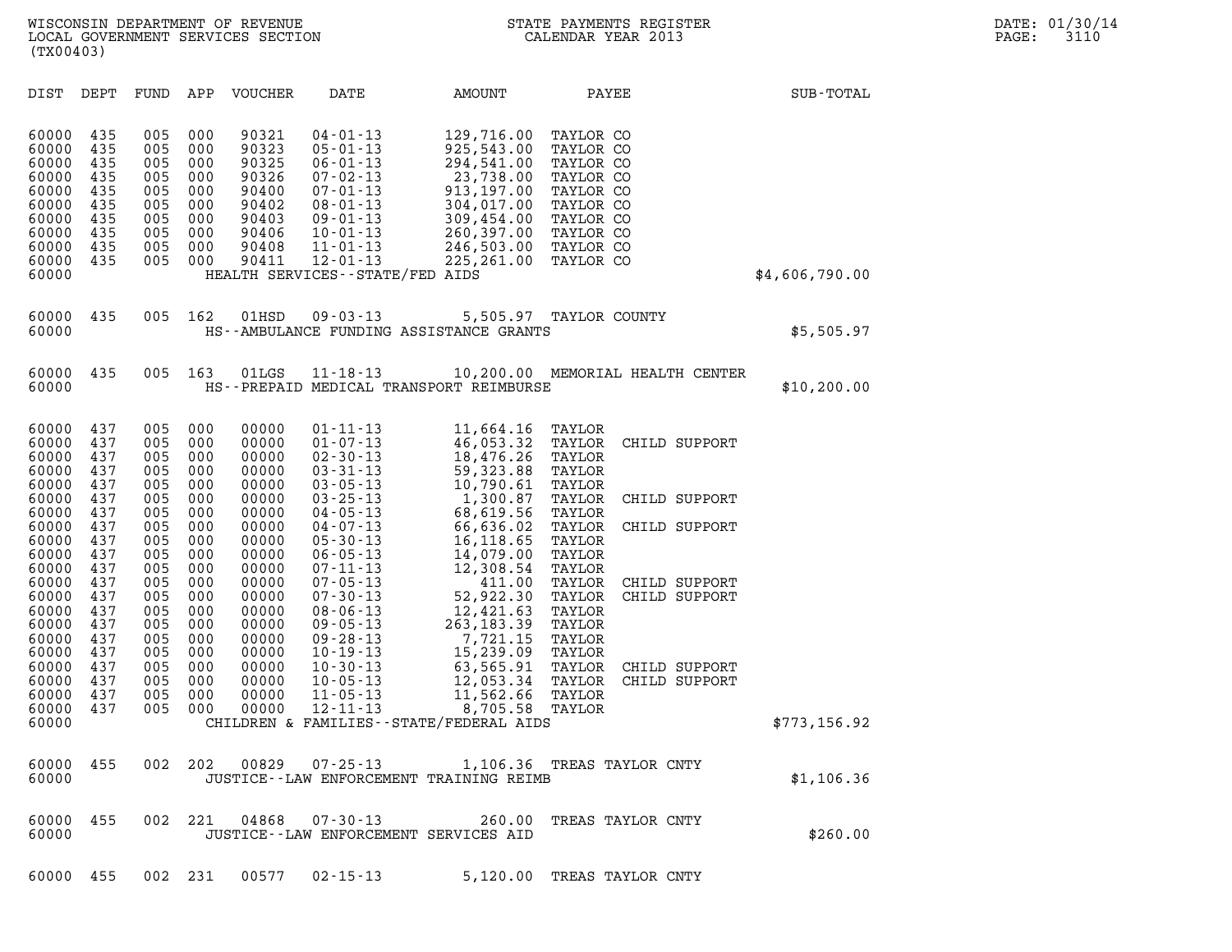WISCONSIN DEPARTMENT OF REVENUE
LOCAL GOVERNMENT SERVICES SECTION
(TX00403)

STATE PAYMENTS REGISTER
CALENDAR YEAR 2013

DATE: 01/30/14
PAGE: 3110

| DIST | DEPT | FUND | APP | VOUCHER | DATE | AMOUNT | PAYEE | SUB-TOTAL |
|---|---|---|---|---|---|---|---|---|
| 60000 | 435 | 005 | 000 | 90321 | 04-01-13 | 129,716.00 | TAYLOR CO | |
| 60000 | 435 | 005 | 000 | 90323 | 05-01-13 | 925,543.00 | TAYLOR CO | |
| 60000 | 435 | 005 | 000 | 90325 | 06-01-13 | 294,541.00 | TAYLOR CO | |
| 60000 | 435 | 005 | 000 | 90326 | 07-02-13 | 23,738.00 | TAYLOR CO | |
| 60000 | 435 | 005 | 000 | 90400 | 07-01-13 | 913,197.00 | TAYLOR CO | |
| 60000 | 435 | 005 | 000 | 90402 | 08-01-13 | 304,017.00 | TAYLOR CO | |
| 60000 | 435 | 005 | 000 | 90403 | 09-01-13 | 309,454.00 | TAYLOR CO | |
| 60000 | 435 | 005 | 000 | 90406 | 10-01-13 | 260,397.00 | TAYLOR CO | |
| 60000 | 435 | 005 | 000 | 90408 | 11-01-13 | 246,503.00 | TAYLOR CO | |
| 60000 | 435 | 005 | 000 | 90411 | 12-01-13 | 225,261.00 | TAYLOR CO | |
| 60000 | | | | | HEALTH SERVICES--STATE/FED AIDS | | | $4,606,790.00 |
| 60000 | 435 | 005 | 162 | 01HSD | 09-03-13 | 5,505.97 | TAYLOR COUNTY | |
| 60000 | | | | | HS--AMBULANCE FUNDING ASSISTANCE GRANTS | | | $5,505.97 |
| 60000 | 435 | 005 | 163 | 01LGS | 11-18-13 | 10,200.00 | MEMORIAL HEALTH CENTER | |
| 60000 | | | | | HS--PREPAID MEDICAL TRANSPORT REIMBURSE | | | $10,200.00 |
| 60000 | 437 | 005 | 000 | 00000 | 01-11-13 | 11,664.16 | TAYLOR | |
| 60000 | 437 | 005 | 000 | 00000 | 01-07-13 | 46,053.32 | TAYLOR CHILD SUPPORT | |
| 60000 | 437 | 005 | 000 | 00000 | 02-30-13 | 18,476.26 | TAYLOR | |
| 60000 | 437 | 005 | 000 | 00000 | 03-31-13 | 59,323.88 | TAYLOR | |
| 60000 | 437 | 005 | 000 | 00000 | 03-05-13 | 10,790.61 | TAYLOR | |
| 60000 | 437 | 005 | 000 | 00000 | 03-25-13 | 1,300.87 | TAYLOR CHILD SUPPORT | |
| 60000 | 437 | 005 | 000 | 00000 | 04-05-13 | 68,619.56 | TAYLOR | |
| 60000 | 437 | 005 | 000 | 00000 | 04-07-13 | 66,636.02 | TAYLOR CHILD SUPPORT | |
| 60000 | 437 | 005 | 000 | 00000 | 05-30-13 | 16,118.65 | TAYLOR | |
| 60000 | 437 | 005 | 000 | 00000 | 06-05-13 | 14,079.00 | TAYLOR | |
| 60000 | 437 | 005 | 000 | 00000 | 07-11-13 | 12,308.54 | TAYLOR | |
| 60000 | 437 | 005 | 000 | 00000 | 07-05-13 | 411.00 | TAYLOR CHILD SUPPORT | |
| 60000 | 437 | 005 | 000 | 00000 | 07-30-13 | 52,922.30 | TAYLOR CHILD SUPPORT | |
| 60000 | 437 | 005 | 000 | 00000 | 08-06-13 | 12,421.63 | TAYLOR | |
| 60000 | 437 | 005 | 000 | 00000 | 09-05-13 | 263,183.39 | TAYLOR | |
| 60000 | 437 | 005 | 000 | 00000 | 09-28-13 | 7,721.15 | TAYLOR | |
| 60000 | 437 | 005 | 000 | 00000 | 10-19-13 | 15,239.09 | TAYLOR | |
| 60000 | 437 | 005 | 000 | 00000 | 10-30-13 | 63,565.91 | TAYLOR CHILD SUPPORT | |
| 60000 | 437 | 005 | 000 | 00000 | 10-05-13 | 12,053.34 | TAYLOR CHILD SUPPORT | |
| 60000 | 437 | 005 | 000 | 00000 | 11-05-13 | 11,562.66 | TAYLOR | |
| 60000 | 437 | 005 | 000 | 00000 | 12-11-13 | 8,705.58 | TAYLOR | |
| 60000 | | | | | CHILDREN & FAMILIES--STATE/FEDERAL AIDS | | | $773,156.92 |
| 60000 | 455 | 002 | 202 | 00829 | 07-25-13 | 1,106.36 | TREAS TAYLOR CNTY | |
| 60000 | | | | | JUSTICE--LAW ENFORCEMENT TRAINING REIMB | | | $1,106.36 |
| 60000 | 455 | 002 | 221 | 04868 | 07-30-13 | 260.00 | TREAS TAYLOR CNTY | |
| 60000 | | | | | JUSTICE--LAW ENFORCEMENT SERVICES AID | | | $260.00 |
| 60000 | 455 | 002 | 231 | 00577 | 02-15-13 | 5,120.00 | TREAS TAYLOR CNTY | |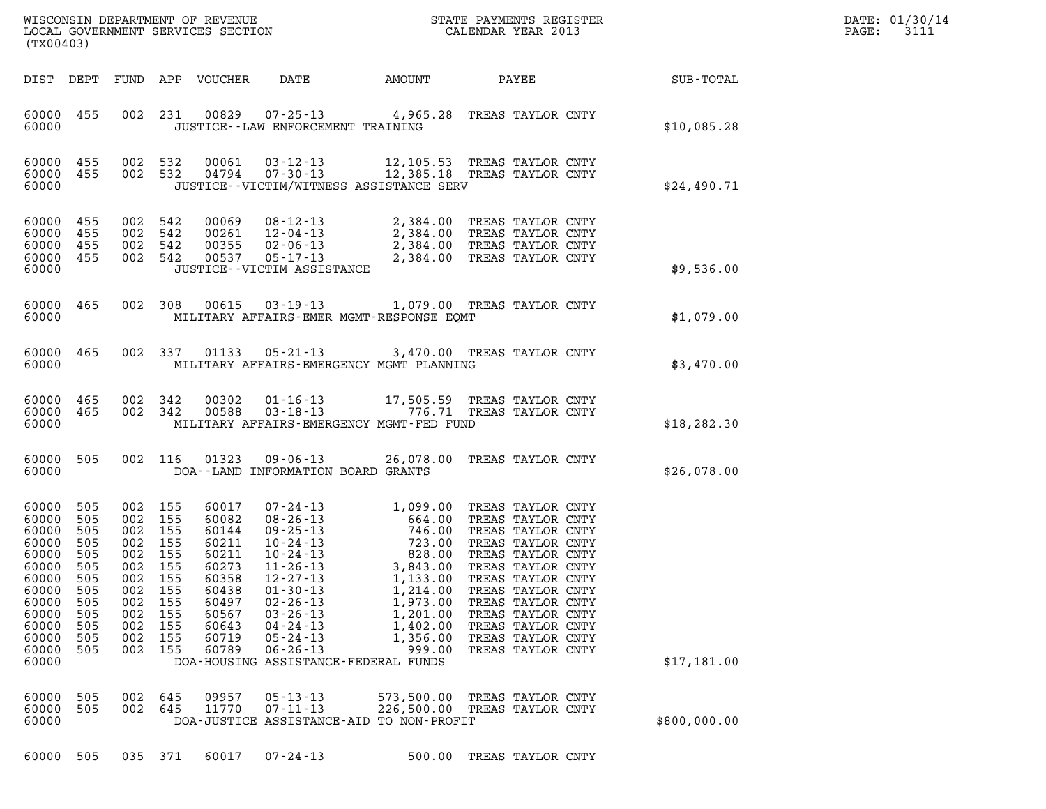WISCONSIN DEPARTMENT OF REVENUE
LOCAL GOVERNMENT SERVICES SECTION
(TX00403)

STATE PAYMENTS REGISTER
CALENDAR YEAR 2013

DATE: 01/30/14
PAGE: 3111

| DIST | DEPT | FUND | APP | VOUCHER | DATE | AMOUNT | PAYEE | SUB-TOTAL |
|---|---|---|---|---|---|---|---|---|
| 60000 | 455 | 002 | 231 | 00829 | 07-25-13 | 4,965.28 | TREAS TAYLOR CNTY | |
| 60000 | | | | | JUSTICE--LAW ENFORCEMENT TRAINING | | | $10,085.28 |
| 60000 | 455 | 002 | 532 | 00061 | 03-12-13 | 12,105.53 | TREAS TAYLOR CNTY | |
| 60000 | 455 | 002 | 532 | 04794 | 07-30-13 | 12,385.18 | TREAS TAYLOR CNTY | |
| 60000 | | | | | JUSTICE--VICTIM/WITNESS ASSISTANCE SERV | | | $24,490.71 |
| 60000 | 455 | 002 | 542 | 00069 | 08-12-13 | 2,384.00 | TREAS TAYLOR CNTY | |
| 60000 | 455 | 002 | 542 | 00261 | 12-04-13 | 2,384.00 | TREAS TAYLOR CNTY | |
| 60000 | 455 | 002 | 542 | 00355 | 02-06-13 | 2,384.00 | TREAS TAYLOR CNTY | |
| 60000 | 455 | 002 | 542 | 00537 | 05-17-13 | 2,384.00 | TREAS TAYLOR CNTY | |
| 60000 | | | | | JUSTICE--VICTIM ASSISTANCE | | | $9,536.00 |
| 60000 | 465 | 002 | 308 | 00615 | 03-19-13 | 1,079.00 | TREAS TAYLOR CNTY | |
| 60000 | | | | | MILITARY AFFAIRS-EMER MGMT-RESPONSE EQMT | | | $1,079.00 |
| 60000 | 465 | 002 | 337 | 01133 | 05-21-13 | 3,470.00 | TREAS TAYLOR CNTY | |
| 60000 | | | | | MILITARY AFFAIRS-EMERGENCY MGMT PLANNING | | | $3,470.00 |
| 60000 | 465 | 002 | 342 | 00302 | 01-16-13 | 17,505.59 | TREAS TAYLOR CNTY | |
| 60000 | 465 | 002 | 342 | 00588 | 03-18-13 | 776.71 | TREAS TAYLOR CNTY | |
| 60000 | | | | | MILITARY AFFAIRS-EMERGENCY MGMT-FED FUND | | | $18,282.30 |
| 60000 | 505 | 002 | 116 | 01323 | 09-06-13 | 26,078.00 | TREAS TAYLOR CNTY | |
| 60000 | | | | | DOA--LAND INFORMATION BOARD GRANTS | | | $26,078.00 |
| 60000 | 505 | 002 | 155 | 60017 | 07-24-13 | 1,099.00 | TREAS TAYLOR CNTY | |
| 60000 | 505 | 002 | 155 | 60082 | 08-26-13 | 664.00 | TREAS TAYLOR CNTY | |
| 60000 | 505 | 002 | 155 | 60144 | 09-25-13 | 746.00 | TREAS TAYLOR CNTY | |
| 60000 | 505 | 002 | 155 | 60211 | 10-24-13 | 723.00 | TREAS TAYLOR CNTY | |
| 60000 | 505 | 002 | 155 | 60211 | 10-24-13 | 828.00 | TREAS TAYLOR CNTY | |
| 60000 | 505 | 002 | 155 | 60273 | 11-26-13 | 3,843.00 | TREAS TAYLOR CNTY | |
| 60000 | 505 | 002 | 155 | 60358 | 12-27-13 | 1,133.00 | TREAS TAYLOR CNTY | |
| 60000 | 505 | 002 | 155 | 60438 | 01-30-13 | 1,214.00 | TREAS TAYLOR CNTY | |
| 60000 | 505 | 002 | 155 | 60497 | 02-26-13 | 1,973.00 | TREAS TAYLOR CNTY | |
| 60000 | 505 | 002 | 155 | 60567 | 03-26-13 | 1,201.00 | TREAS TAYLOR CNTY | |
| 60000 | 505 | 002 | 155 | 60643 | 04-24-13 | 1,402.00 | TREAS TAYLOR CNTY | |
| 60000 | 505 | 002 | 155 | 60719 | 05-24-13 | 1,356.00 | TREAS TAYLOR CNTY | |
| 60000 | 505 | 002 | 155 | 60789 | 06-26-13 | 999.00 | TREAS TAYLOR CNTY | |
| 60000 | | | | | DOA-HOUSING ASSISTANCE-FEDERAL FUNDS | | | $17,181.00 |
| 60000 | 505 | 002 | 645 | 09957 | 05-13-13 | 573,500.00 | TREAS TAYLOR CNTY | |
| 60000 | 505 | 002 | 645 | 11770 | 07-11-13 | 226,500.00 | TREAS TAYLOR CNTY | |
| 60000 | | | | | DOA-JUSTICE ASSISTANCE-AID TO NON-PROFIT | | | $800,000.00 |
| 60000 | 505 | 035 | 371 | 60017 | 07-24-13 | 500.00 | TREAS TAYLOR CNTY | |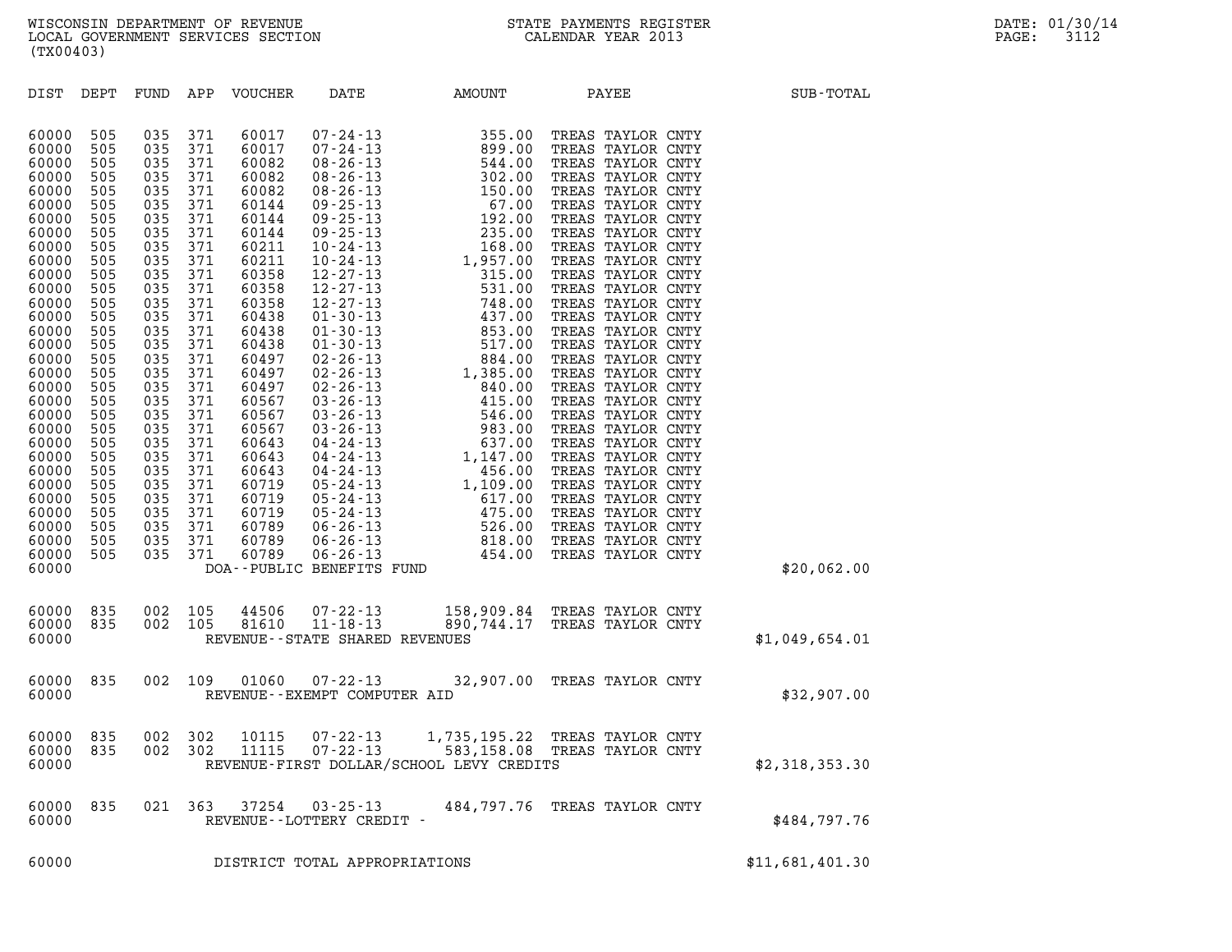WISCONSIN DEPARTMENT OF REVENUE
LOCAL GOVERNMENT SERVICES SECTION
(TX00403)

STATE PAYMENTS REGISTER
CALENDAR YEAR 2013

DATE: 01/30/14
PAGE: 3112

| DIST | DEPT | FUND | APP | VOUCHER | DATE | AMOUNT | PAYEE | SUB-TOTAL |
|---|---|---|---|---|---|---|---|---|
| 60000 | 505 | 035 | 371 | 60017 | 07-24-13 | 355.00 | TREAS TAYLOR CNTY | |
| 60000 | 505 | 035 | 371 | 60017 | 07-24-13 | 899.00 | TREAS TAYLOR CNTY | |
| 60000 | 505 | 035 | 371 | 60082 | 08-26-13 | 544.00 | TREAS TAYLOR CNTY | |
| 60000 | 505 | 035 | 371 | 60082 | 08-26-13 | 302.00 | TREAS TAYLOR CNTY | |
| 60000 | 505 | 035 | 371 | 60082 | 08-26-13 | 150.00 | TREAS TAYLOR CNTY | |
| 60000 | 505 | 035 | 371 | 60144 | 09-25-13 | 67.00 | TREAS TAYLOR CNTY | |
| 60000 | 505 | 035 | 371 | 60144 | 09-25-13 | 192.00 | TREAS TAYLOR CNTY | |
| 60000 | 505 | 035 | 371 | 60144 | 09-25-13 | 235.00 | TREAS TAYLOR CNTY | |
| 60000 | 505 | 035 | 371 | 60211 | 10-24-13 | 168.00 | TREAS TAYLOR CNTY | |
| 60000 | 505 | 035 | 371 | 60211 | 10-24-13 | 1,957.00 | TREAS TAYLOR CNTY | |
| 60000 | 505 | 035 | 371 | 60358 | 12-27-13 | 315.00 | TREAS TAYLOR CNTY | |
| 60000 | 505 | 035 | 371 | 60358 | 12-27-13 | 531.00 | TREAS TAYLOR CNTY | |
| 60000 | 505 | 035 | 371 | 60358 | 12-27-13 | 748.00 | TREAS TAYLOR CNTY | |
| 60000 | 505 | 035 | 371 | 60438 | 01-30-13 | 437.00 | TREAS TAYLOR CNTY | |
| 60000 | 505 | 035 | 371 | 60438 | 01-30-13 | 853.00 | TREAS TAYLOR CNTY | |
| 60000 | 505 | 035 | 371 | 60438 | 01-30-13 | 517.00 | TREAS TAYLOR CNTY | |
| 60000 | 505 | 035 | 371 | 60497 | 02-26-13 | 884.00 | TREAS TAYLOR CNTY | |
| 60000 | 505 | 035 | 371 | 60497 | 02-26-13 | 1,385.00 | TREAS TAYLOR CNTY | |
| 60000 | 505 | 035 | 371 | 60497 | 02-26-13 | 840.00 | TREAS TAYLOR CNTY | |
| 60000 | 505 | 035 | 371 | 60567 | 03-26-13 | 415.00 | TREAS TAYLOR CNTY | |
| 60000 | 505 | 035 | 371 | 60567 | 03-26-13 | 546.00 | TREAS TAYLOR CNTY | |
| 60000 | 505 | 035 | 371 | 60567 | 03-26-13 | 983.00 | TREAS TAYLOR CNTY | |
| 60000 | 505 | 035 | 371 | 60643 | 04-24-13 | 637.00 | TREAS TAYLOR CNTY | |
| 60000 | 505 | 035 | 371 | 60643 | 04-24-13 | 1,147.00 | TREAS TAYLOR CNTY | |
| 60000 | 505 | 035 | 371 | 60643 | 04-24-13 | 456.00 | TREAS TAYLOR CNTY | |
| 60000 | 505 | 035 | 371 | 60719 | 05-24-13 | 1,109.00 | TREAS TAYLOR CNTY | |
| 60000 | 505 | 035 | 371 | 60719 | 05-24-13 | 617.00 | TREAS TAYLOR CNTY | |
| 60000 | 505 | 035 | 371 | 60719 | 05-24-13 | 475.00 | TREAS TAYLOR CNTY | |
| 60000 | 505 | 035 | 371 | 60789 | 06-26-13 | 526.00 | TREAS TAYLOR CNTY | |
| 60000 | 505 | 035 | 371 | 60789 | 06-26-13 | 818.00 | TREAS TAYLOR CNTY | |
| 60000 | 505 | 035 | 371 | 60789 | 06-26-13 | 454.00 | TREAS TAYLOR CNTY | |
| 60000 | | | | DOA--PUBLIC BENEFITS FUND | | | | $20,062.00 |
| 60000 | 835 | 002 | 105 | 44506 | 07-22-13 | 158,909.84 | TREAS TAYLOR CNTY | |
| 60000 | 835 | 002 | 105 | 81610 | 11-18-13 | 890,744.17 | TREAS TAYLOR CNTY | |
| 60000 | | | | REVENUE--STATE SHARED REVENUES | | | | $1,049,654.01 |
| 60000 | 835 | 002 | 109 | 01060 | 07-22-13 | 32,907.00 | TREAS TAYLOR CNTY | |
| 60000 | | | | REVENUE--EXEMPT COMPUTER AID | | | | $32,907.00 |
| 60000 | 835 | 002 | 302 | 10115 | 07-22-13 | 1,735,195.22 | TREAS TAYLOR CNTY | |
| 60000 | 835 | 002 | 302 | 11115 | 07-22-13 | 583,158.08 | TREAS TAYLOR CNTY | |
| 60000 | | | | REVENUE-FIRST DOLLAR/SCHOOL LEVY CREDITS | | | | $2,318,353.30 |
| 60000 | 835 | 021 | 363 | 37254 | 03-25-13 | 484,797.76 | TREAS TAYLOR CNTY | |
| 60000 | | | | REVENUE--LOTTERY CREDIT - | | | | $484,797.76 |
| 60000 | | | | DISTRICT TOTAL APPROPRIATIONS | | | | $11,681,401.30 |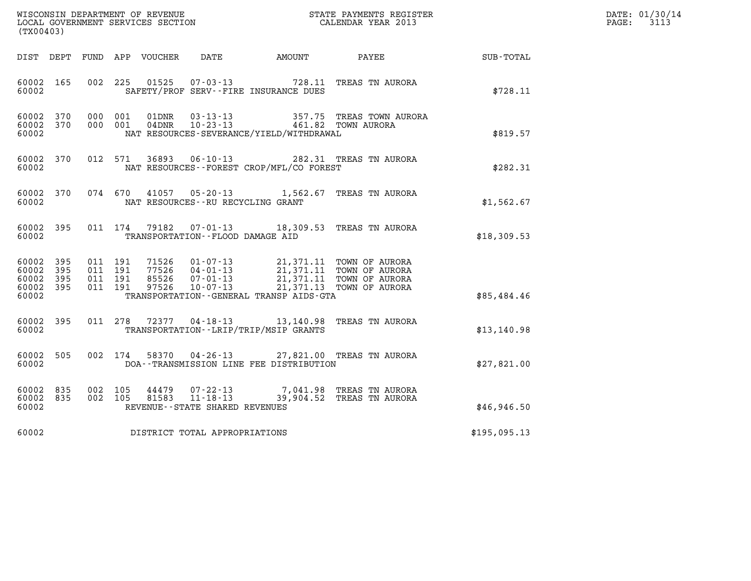WISCONSIN DEPARTMENT OF REVENUE
LOCAL GOVERNMENT SERVICES SECTION
(TX00403)

STATE PAYMENTS REGISTER
CALENDAR YEAR 2013

DATE: 01/30/14
PAGE: 3113

| DIST | DEPT | FUND | APP | VOUCHER | DATE | AMOUNT | PAYEE | SUB-TOTAL |
|---|---|---|---|---|---|---|---|---|
| 60002 | 165 | 002 | 225 | 01525 | 07-03-13 | 728.11 | TREAS TN AURORA | |
| 60002 | | | | | SAFETY/PROF SERV--FIRE INSURANCE DUES | | | $728.11 |
| 60002 | 370 | 000 | 001 | 01DNR | 03-13-13 | 357.75 | TREAS TOWN AURORA | |
| 60002 | 370 | 000 | 001 | 04DNR | 10-23-13 | 461.82 | TOWN AURORA | |
| 60002 | | | | | NAT RESOURCES-SEVERANCE/YIELD/WITHDRAWAL | | | $819.57 |
| 60002 | 370 | 012 | 571 | 36893 | 06-10-13 | 282.31 | TREAS TN AURORA | |
| 60002 | | | | | NAT RESOURCES--FOREST CROP/MFL/CO FOREST | | | $282.31 |
| 60002 | 370 | 074 | 670 | 41057 | 05-20-13 | 1,562.67 | TREAS TN AURORA | |
| 60002 | | | | | NAT RESOURCES--RU RECYCLING GRANT | | | $1,562.67 |
| 60002 | 395 | 011 | 174 | 79182 | 07-01-13 | 18,309.53 | TREAS TN AURORA | |
| 60002 | | | | | TRANSPORTATION--FLOOD DAMAGE AID | | | $18,309.53 |
| 60002 | 395 | 011 | 191 | 71526 | 01-07-13 | 21,371.11 | TOWN OF AURORA | |
| 60002 | 395 | 011 | 191 | 77526 | 04-01-13 | 21,371.11 | TOWN OF AURORA | |
| 60002 | 395 | 011 | 191 | 85526 | 07-01-13 | 21,371.11 | TOWN OF AURORA | |
| 60002 | 395 | 011 | 191 | 97526 | 10-07-13 | 21,371.13 | TOWN OF AURORA | |
| 60002 | | | | | TRANSPORTATION--GENERAL TRANSP AIDS-GTA | | | $85,484.46 |
| 60002 | 395 | 011 | 278 | 72377 | 04-18-13 | 13,140.98 | TREAS TN AURORA | |
| 60002 | | | | | TRANSPORTATION--LRIP/TRIP/MSIP GRANTS | | | $13,140.98 |
| 60002 | 505 | 002 | 174 | 58370 | 04-26-13 | 27,821.00 | TREAS TN AURORA | |
| 60002 | | | | | DOA--TRANSMISSION LINE FEE DISTRIBUTION | | | $27,821.00 |
| 60002 | 835 | 002 | 105 | 44479 | 07-22-13 | 7,041.98 | TREAS TN AURORA | |
| 60002 | 835 | 002 | 105 | 81583 | 11-18-13 | 39,904.52 | TREAS TN AURORA | |
| 60002 | | | | | REVENUE--STATE SHARED REVENUES | | | $46,946.50 |
| 60002 | | | | | DISTRICT TOTAL APPROPRIATIONS | | | $195,095.13 |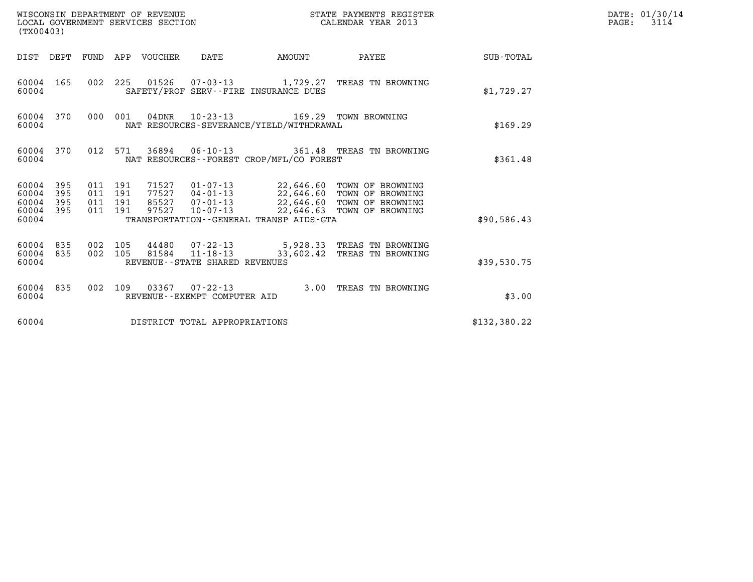WISCONSIN DEPARTMENT OF REVENUE
LOCAL GOVERNMENT SERVICES SECTION
(TX00403)

STATE PAYMENTS REGISTER
CALENDAR YEAR 2013

DATE: 01/30/14

| DIST | DEPT | FUND | APP | VOUCHER | DATE | AMOUNT | PAYEE | SUB-TOTAL |
|---|---|---|---|---|---|---|---|---|
| 60004 | 165 | 002 | 225 | 01526 | 07-03-13 | 1,729.27 | TREAS TN BROWNING | |
| 60004 | | | | SAFETY/PROF SERV--FIRE INSURANCE DUES | | | | $1,729.27 |
| 60004 | 370 | 000 | 001 | 04DNR | 10-23-13 | 169.29 | TOWN BROWNING | |
| 60004 | | | | NAT RESOURCES-SEVERANCE/YIELD/WITHDRAWAL | | | | $169.29 |
| 60004 | 370 | 012 | 571 | 36894 | 06-10-13 | 361.48 | TREAS TN BROWNING | |
| 60004 | | | | NAT RESOURCES--FOREST CROP/MFL/CO FOREST | | | | $361.48 |
| 60004 | 395 | 011 | 191 | 71527 | 01-07-13 | 22,646.60 | TOWN OF BROWNING | |
| 60004 | 395 | 011 | 191 | 77527 | 04-01-13 | 22,646.60 | TOWN OF BROWNING | |
| 60004 | 395 | 011 | 191 | 85527 | 07-01-13 | 22,646.60 | TOWN OF BROWNING | |
| 60004 | 395 | 011 | 191 | 97527 | 10-07-13 | 22,646.63 | TOWN OF BROWNING | |
| 60004 | | | | TRANSPORTATION--GENERAL TRANSP AIDS-GTA | | | | $90,586.43 |
| 60004 | 835 | 002 | 105 | 44480 | 07-22-13 | 5,928.33 | TREAS TN BROWNING | |
| 60004 | 835 | 002 | 105 | 81584 | 11-18-13 | 33,602.42 | TREAS TN BROWNING | |
| 60004 | | | | REVENUE--STATE SHARED REVENUES | | | | $39,530.75 |
| 60004 | 835 | 002 | 109 | 03367 | 07-22-13 | 3.00 | TREAS TN BROWNING | |
| 60004 | | | | REVENUE--EXEMPT COMPUTER AID | | | | $3.00 |
| 60004 | | | | DISTRICT TOTAL APPROPRIATIONS | | | | $132,380.22 |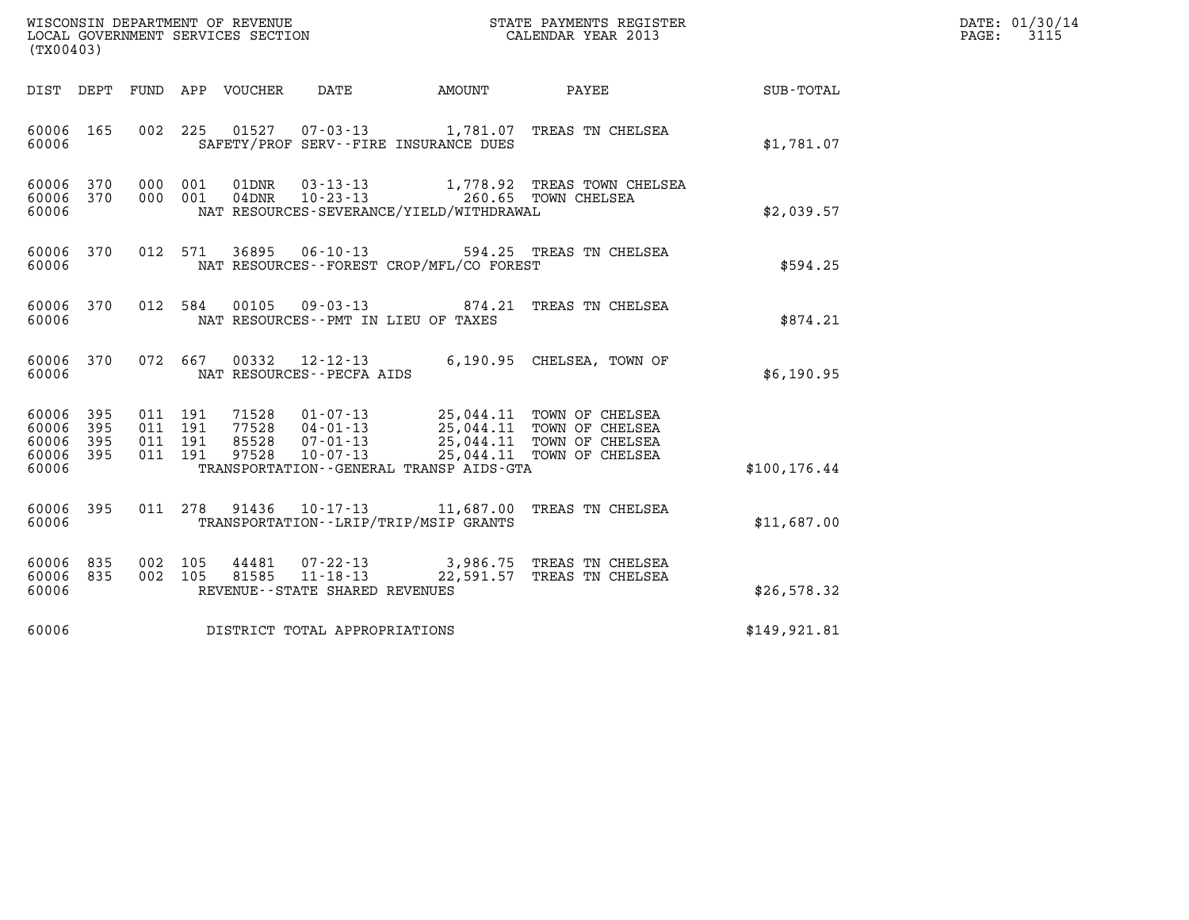WISCONSIN DEPARTMENT OF REVENUE
LOCAL GOVERNMENT SERVICES SECTION
(TX00403)

STATE PAYMENTS REGISTER
CALENDAR YEAR 2013

DATE: 01/30/14
PAGE: 3115

| DIST | DEPT | FUND | APP | VOUCHER | DATE | AMOUNT | PAYEE | SUB-TOTAL |
|---|---|---|---|---|---|---|---|---|
| 60006 | 165 | 002 | 225 | 01527 | 07-03-13 | 1,781.07 | TREAS TN CHELSEA | |
| 60006 | | | | | SAFETY/PROF SERV--FIRE INSURANCE DUES | | | $1,781.07 |
| 60006 | 370 | 000 | 001 | 01DNR | 03-13-13 | 1,778.92 | TREAS TOWN CHELSEA | |
| 60006 | 370 | 000 | 001 | 04DNR | 10-23-13 | 260.65 | TOWN CHELSEA | |
| 60006 | | | | | NAT RESOURCES-SEVERANCE/YIELD/WITHDRAWAL | | | $2,039.57 |
| 60006 | 370 | 012 | 571 | 36895 | 06-10-13 | 594.25 | TREAS TN CHELSEA | |
| 60006 | | | | | NAT RESOURCES--FOREST CROP/MFL/CO FOREST | | | $594.25 |
| 60006 | 370 | 012 | 584 | 00105 | 09-03-13 | 874.21 | TREAS TN CHELSEA | |
| 60006 | | | | | NAT RESOURCES--PMT IN LIEU OF TAXES | | | $874.21 |
| 60006 | 370 | 072 | 667 | 00332 | 12-12-13 | 6,190.95 | CHELSEA, TOWN OF | |
| 60006 | | | | | NAT RESOURCES--PECFA AIDS | | | $6,190.95 |
| 60006 | 395 | 011 | 191 | 71528 | 01-07-13 | 25,044.11 | TOWN OF CHELSEA | |
| 60006 | 395 | 011 | 191 | 77528 | 04-01-13 | 25,044.11 | TOWN OF CHELSEA | |
| 60006 | 395 | 011 | 191 | 85528 | 07-01-13 | 25,044.11 | TOWN OF CHELSEA | |
| 60006 | 395 | 011 | 191 | 97528 | 10-07-13 | 25,044.11 | TOWN OF CHELSEA | |
| 60006 | | | | | TRANSPORTATION--GENERAL TRANSP AIDS-GTA | | | $100,176.44 |
| 60006 | 395 | 011 | 278 | 91436 | 10-17-13 | 11,687.00 | TREAS TN CHELSEA | |
| 60006 | | | | | TRANSPORTATION--LRIP/TRIP/MSIP GRANTS | | | $11,687.00 |
| 60006 | 835 | 002 | 105 | 44481 | 07-22-13 | 3,986.75 | TREAS TN CHELSEA | |
| 60006 | 835 | 002 | 105 | 81585 | 11-18-13 | 22,591.57 | TREAS TN CHELSEA | |
| 60006 | | | | | REVENUE--STATE SHARED REVENUES | | | $26,578.32 |
| 60006 | | | | | DISTRICT TOTAL APPROPRIATIONS | | | $149,921.81 |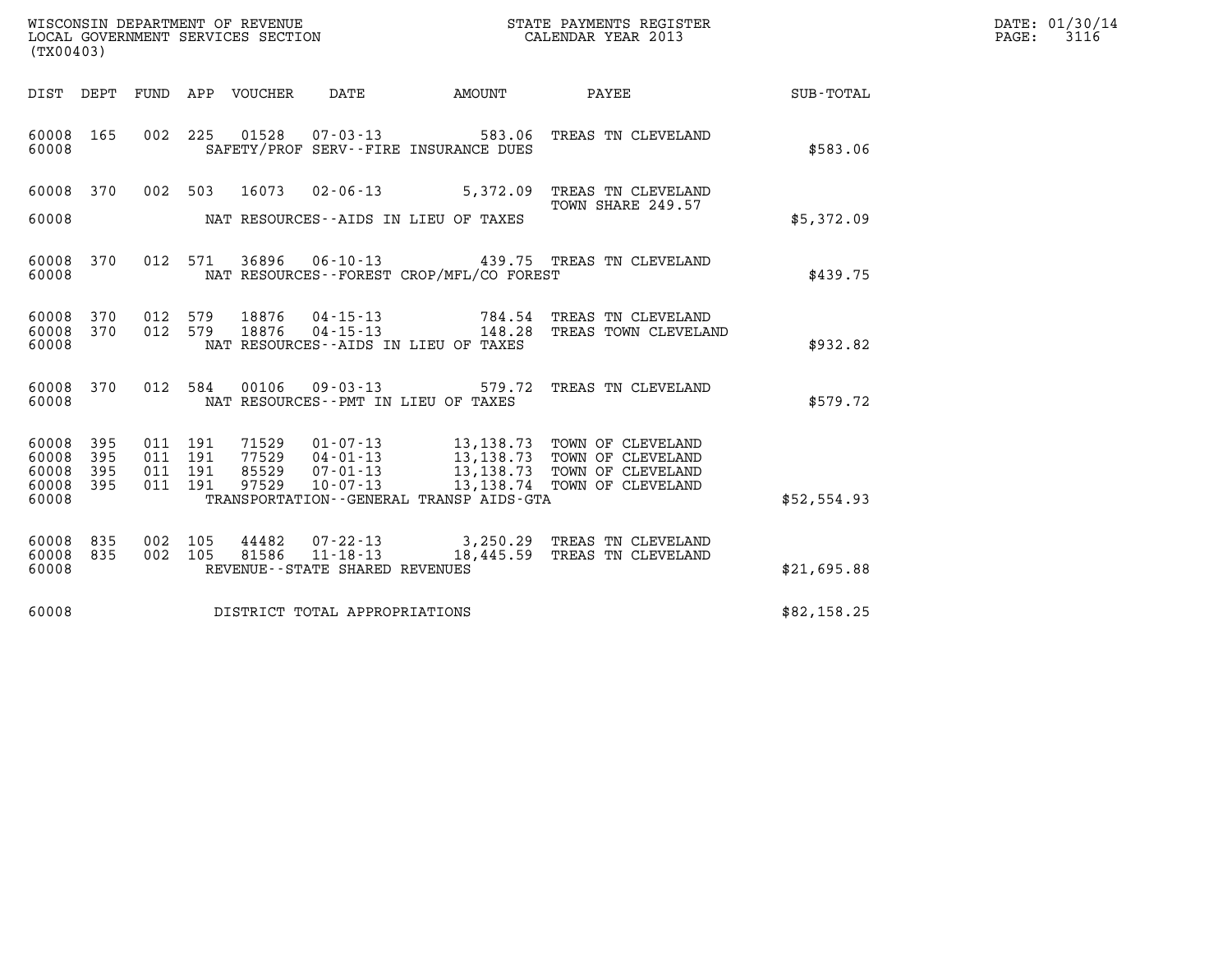WISCONSIN DEPARTMENT OF REVENUE
LOCAL GOVERNMENT SERVICES SECTION
(TX00403)

STATE PAYMENTS REGISTER
CALENDAR YEAR 2013

DATE: 01/30/14
PAGE: 3116

| DIST | DEPT | FUND | APP | VOUCHER | DATE | AMOUNT | PAYEE | SUB-TOTAL |
|---|---|---|---|---|---|---|---|---|
| 60008 | 165 | 002 | 225 | 01528 | 07-03-13 | 583.06 | TREAS TN CLEVELAND | |
| 60008 | | | | | SAFETY/PROF SERV--FIRE INSURANCE DUES | | | $583.06 |
| 60008 | 370 | 002 | 503 | 16073 | 02-06-13 | 5,372.09 | TREAS TN CLEVELAND TOWN SHARE 249.57 | |
| 60008 | | | | | NAT RESOURCES--AIDS IN LIEU OF TAXES | | | $5,372.09 |
| 60008 | 370 | 012 | 571 | 36896 | 06-10-13 | 439.75 | TREAS TN CLEVELAND | |
| 60008 | | | | | NAT RESOURCES--FOREST CROP/MFL/CO FOREST | | | $439.75 |
| 60008 | 370 | 012 | 579 | 18876 | 04-15-13 | 784.54 | TREAS TN CLEVELAND | |
| 60008 | 370 | 012 | 579 | 18876 | 04-15-13 | 148.28 | TREAS TOWN CLEVELAND | |
| 60008 | | | | | NAT RESOURCES--AIDS IN LIEU OF TAXES | | | $932.82 |
| 60008 | 370 | 012 | 584 | 00106 | 09-03-13 | 579.72 | TREAS TN CLEVELAND | |
| 60008 | | | | | NAT RESOURCES--PMT IN LIEU OF TAXES | | | $579.72 |
| 60008 | 395 | 011 | 191 | 71529 | 01-07-13 | 13,138.73 | TOWN OF CLEVELAND | |
| 60008 | 395 | 011 | 191 | 77529 | 04-01-13 | 13,138.73 | TOWN OF CLEVELAND | |
| 60008 | 395 | 011 | 191 | 85529 | 07-01-13 | 13,138.73 | TOWN OF CLEVELAND | |
| 60008 | 395 | 011 | 191 | 97529 | 10-07-13 | 13,138.74 | TOWN OF CLEVELAND | |
| 60008 | | | | | TRANSPORTATION--GENERAL TRANSP AIDS-GTA | | | $52,554.93 |
| 60008 | 835 | 002 | 105 | 44482 | 07-22-13 | 3,250.29 | TREAS TN CLEVELAND | |
| 60008 | 835 | 002 | 105 | 81586 | 11-18-13 | 18,445.59 | TREAS TN CLEVELAND | |
| 60008 | | | | | REVENUE--STATE SHARED REVENUES | | | $21,695.88 |
| 60008 | | | | | DISTRICT TOTAL APPROPRIATIONS | | | $82,158.25 |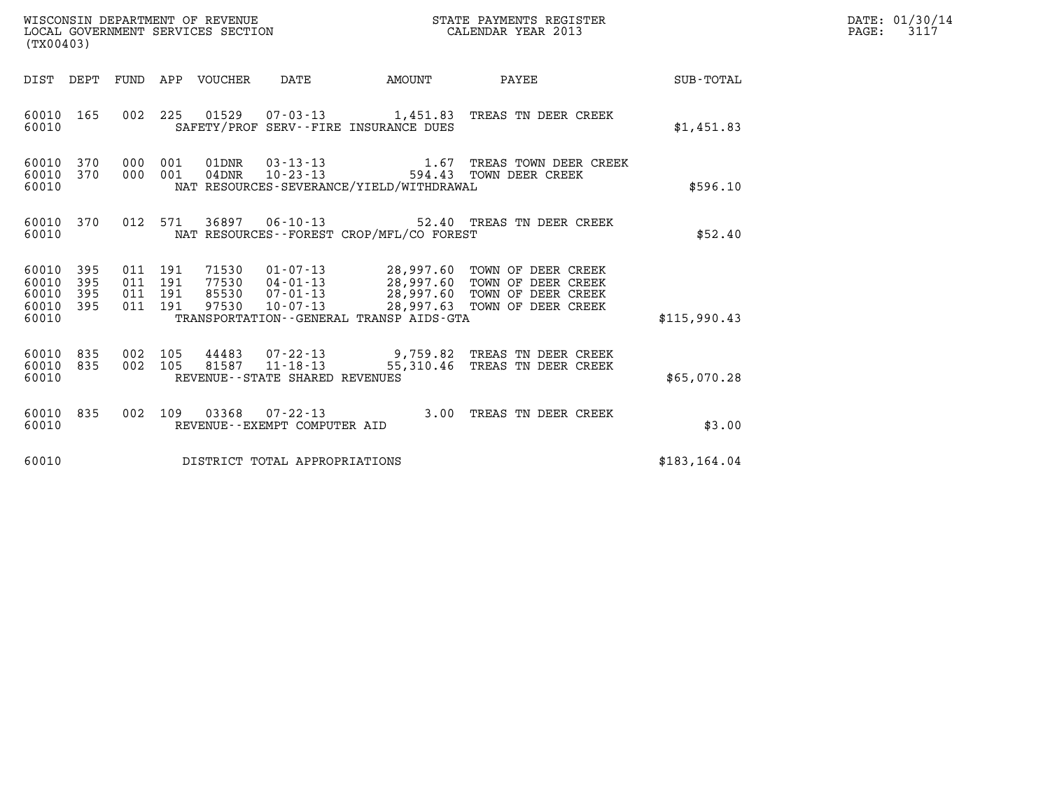WISCONSIN DEPARTMENT OF REVENUE
LOCAL GOVERNMENT SERVICES SECTION
(TX00403)

STATE PAYMENTS REGISTER
CALENDAR YEAR 2013

DATE: 01/30/14
PAGE: 3117

| DIST | DEPT | FUND | APP | VOUCHER | DATE | AMOUNT | PAYEE | SUB-TOTAL |
|---|---|---|---|---|---|---|---|---|
| 60010 | 165 | 002 | 225 | 01529 | 07-03-13 | 1,451.83 | TREAS TN DEER CREEK | |
| 60010 | | | | SAFETY/PROF SERV--FIRE INSURANCE DUES | | | | $1,451.83 |
| 60010 | 370 | 000 | 001 | 01DNR | 03-13-13 | 1.67 | TREAS TOWN DEER CREEK | |
| 60010 | 370 | 000 | 001 | 04DNR | 10-23-13 | 594.43 | TOWN DEER CREEK | |
| 60010 | | | | NAT RESOURCES-SEVERANCE/YIELD/WITHDRAWAL | | | | $596.10 |
| 60010 | 370 | 012 | 571 | 36897 | 06-10-13 | 52.40 | TREAS TN DEER CREEK | |
| 60010 | | | | NAT RESOURCES--FOREST CROP/MFL/CO FOREST | | | | $52.40 |
| 60010 | 395 | 011 | 191 | 71530 | 01-07-13 | 28,997.60 | TOWN OF DEER CREEK | |
| 60010 | 395 | 011 | 191 | 77530 | 04-01-13 | 28,997.60 | TOWN OF DEER CREEK | |
| 60010 | 395 | 011 | 191 | 85530 | 07-01-13 | 28,997.60 | TOWN OF DEER CREEK | |
| 60010 | 395 | 011 | 191 | 97530 | 10-07-13 | 28,997.63 | TOWN OF DEER CREEK | |
| 60010 | | | | TRANSPORTATION--GENERAL TRANSP AIDS-GTA | | | | $115,990.43 |
| 60010 | 835 | 002 | 105 | 44483 | 07-22-13 | 9,759.82 | TREAS TN DEER CREEK | |
| 60010 | 835 | 002 | 105 | 81587 | 11-18-13 | 55,310.46 | TREAS TN DEER CREEK | |
| 60010 | | | | REVENUE--STATE SHARED REVENUES | | | | $65,070.28 |
| 60010 | 835 | 002 | 109 | 03368 | 07-22-13 | 3.00 | TREAS TN DEER CREEK | |
| 60010 | | | | REVENUE--EXEMPT COMPUTER AID | | | | $3.00 |
| 60010 | | | | DISTRICT TOTAL APPROPRIATIONS | | | | $183,164.04 |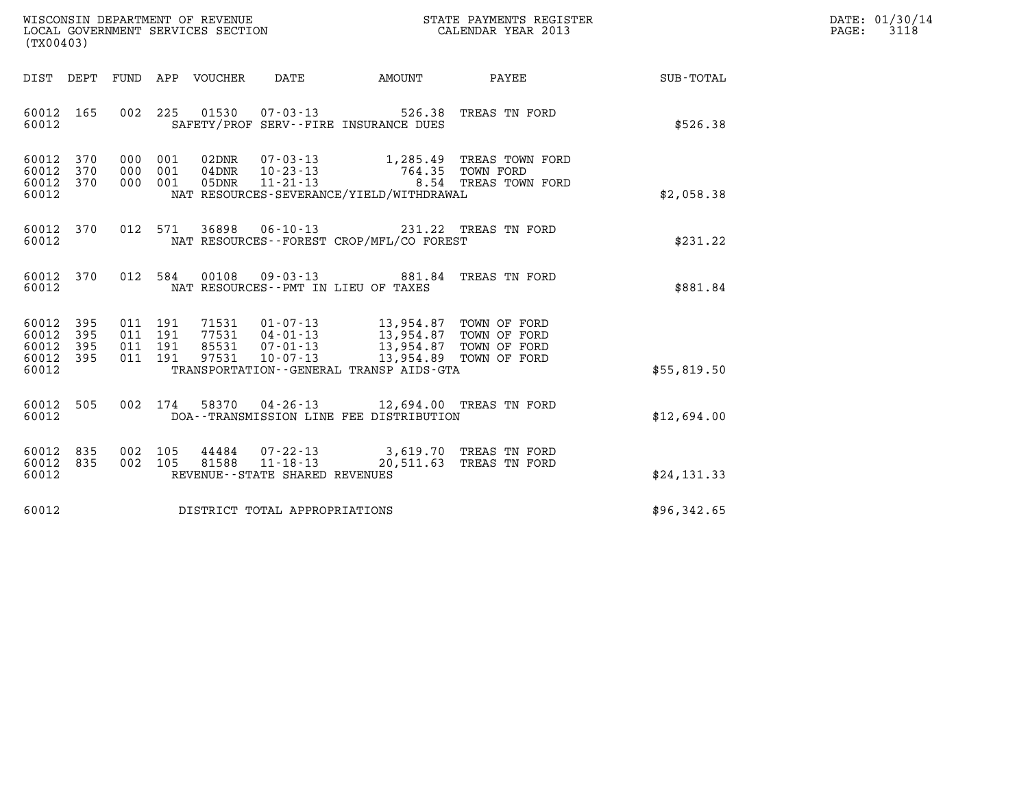WISCONSIN DEPARTMENT OF REVENUE
LOCAL GOVERNMENT SERVICES SECTION
(TX00403)

STATE PAYMENTS REGISTER
CALENDAR YEAR 2013

DATE: 01/30/14
PAGE: 3118

| DIST | DEPT | FUND | APP | VOUCHER | DATE | AMOUNT | PAYEE | SUB-TOTAL |
|---|---|---|---|---|---|---|---|---|
| 60012 | 165 | 002 | 225 | 01530 | 07-03-13 | 526.38 | TREAS TN FORD | |
| 60012 | | | | SAFETY/PROF SERV--FIRE INSURANCE DUES | | | | $526.38 |
| 60012 | 370 | 000 | 001 | 02DNR | 07-03-13 | 1,285.49 | TREAS TOWN FORD | |
| 60012 | 370 | 000 | 001 | 04DNR | 10-23-13 | 764.35 | TOWN FORD | |
| 60012 | 370 | 000 | 001 | 05DNR | 11-21-13 | 8.54 | TREAS TOWN FORD | |
| 60012 | | | | NAT RESOURCES-SEVERANCE/YIELD/WITHDRAWAL | | | | $2,058.38 |
| 60012 | 370 | 012 | 571 | 36898 | 06-10-13 | 231.22 | TREAS TN FORD | |
| 60012 | | | | NAT RESOURCES--FOREST CROP/MFL/CO FOREST | | | | $231.22 |
| 60012 | 370 | 012 | 584 | 00108 | 09-03-13 | 881.84 | TREAS TN FORD | |
| 60012 | | | | NAT RESOURCES--PMT IN LIEU OF TAXES | | | | $881.84 |
| 60012 | 395 | 011 | 191 | 71531 | 01-07-13 | 13,954.87 | TOWN OF FORD | |
| 60012 | 395 | 011 | 191 | 77531 | 04-01-13 | 13,954.87 | TOWN OF FORD | |
| 60012 | 395 | 011 | 191 | 85531 | 07-01-13 | 13,954.87 | TOWN OF FORD | |
| 60012 | 395 | 011 | 191 | 97531 | 10-07-13 | 13,954.89 | TOWN OF FORD | |
| 60012 | | | | TRANSPORTATION--GENERAL TRANSP AIDS-GTA | | | | $55,819.50 |
| 60012 | 505 | 002 | 174 | 58370 | 04-26-13 | 12,694.00 | TREAS TN FORD | |
| 60012 | | | | DOA--TRANSMISSION LINE FEE DISTRIBUTION | | | | $12,694.00 |
| 60012 | 835 | 002 | 105 | 44484 | 07-22-13 | 3,619.70 | TREAS TN FORD | |
| 60012 | 835 | 002 | 105 | 81588 | 11-18-13 | 20,511.63 | TREAS TN FORD | |
| 60012 | | | | REVENUE--STATE SHARED REVENUES | | | | $24,131.33 |
| 60012 | | | | DISTRICT TOTAL APPROPRIATIONS | | | | $96,342.65 |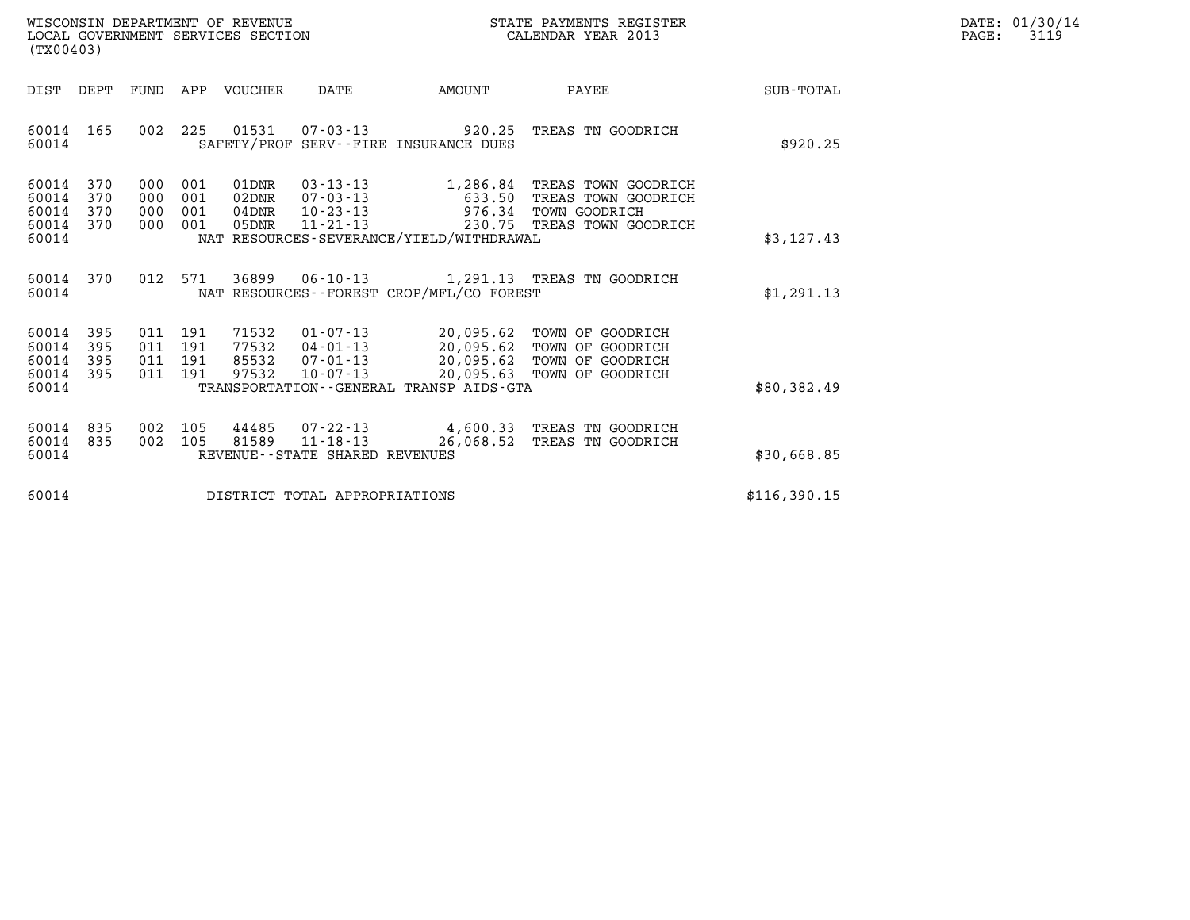WISCONSIN DEPARTMENT OF REVENUE
LOCAL GOVERNMENT SERVICES SECTION
(TX00403)

STATE PAYMENTS REGISTER
CALENDAR YEAR 2013

DATE: 01/30/14
PAGE: 3119

| DIST | DEPT | FUND | APP | VOUCHER | DATE | AMOUNT | PAYEE | SUB-TOTAL |
|---|---|---|---|---|---|---|---|---|
| 60014 | 165 | 002 | 225 | 01531 | 07-03-13 | 920.25 | TREAS TN GOODRICH | |
| 60014 | | | | | SAFETY/PROF SERV--FIRE INSURANCE DUES | | | $920.25 |
| 60014 | 370 | 000 | 001 | 01DNR | 03-13-13 | 1,286.84 | TREAS TOWN GOODRICH | |
| 60014 | 370 | 000 | 001 | 02DNR | 07-03-13 | 633.50 | TREAS TOWN GOODRICH | |
| 60014 | 370 | 000 | 001 | 04DNR | 10-23-13 | 976.34 | TOWN GOODRICH | |
| 60014 | 370 | 000 | 001 | 05DNR | 11-21-13 | 230.75 | TREAS TOWN GOODRICH | |
| 60014 | | | | | NAT RESOURCES-SEVERANCE/YIELD/WITHDRAWAL | | | $3,127.43 |
| 60014 | 370 | 012 | 571 | 36899 | 06-10-13 | 1,291.13 | TREAS TN GOODRICH | |
| 60014 | | | | | NAT RESOURCES--FOREST CROP/MFL/CO FOREST | | | $1,291.13 |
| 60014 | 395 | 011 | 191 | 71532 | 01-07-13 | 20,095.62 | TOWN OF GOODRICH | |
| 60014 | 395 | 011 | 191 | 77532 | 04-01-13 | 20,095.62 | TOWN OF GOODRICH | |
| 60014 | 395 | 011 | 191 | 85532 | 07-01-13 | 20,095.62 | TOWN OF GOODRICH | |
| 60014 | 395 | 011 | 191 | 97532 | 10-07-13 | 20,095.63 | TOWN OF GOODRICH | |
| 60014 | | | | | TRANSPORTATION--GENERAL TRANSP AIDS-GTA | | | $80,382.49 |
| 60014 | 835 | 002 | 105 | 44485 | 07-22-13 | 4,600.33 | TREAS TN GOODRICH | |
| 60014 | 835 | 002 | 105 | 81589 | 11-18-13 | 26,068.52 | TREAS TN GOODRICH | |
| 60014 | | | | | REVENUE--STATE SHARED REVENUES | | | $30,668.85 |
| 60014 | | | | | DISTRICT TOTAL APPROPRIATIONS | | | $116,390.15 |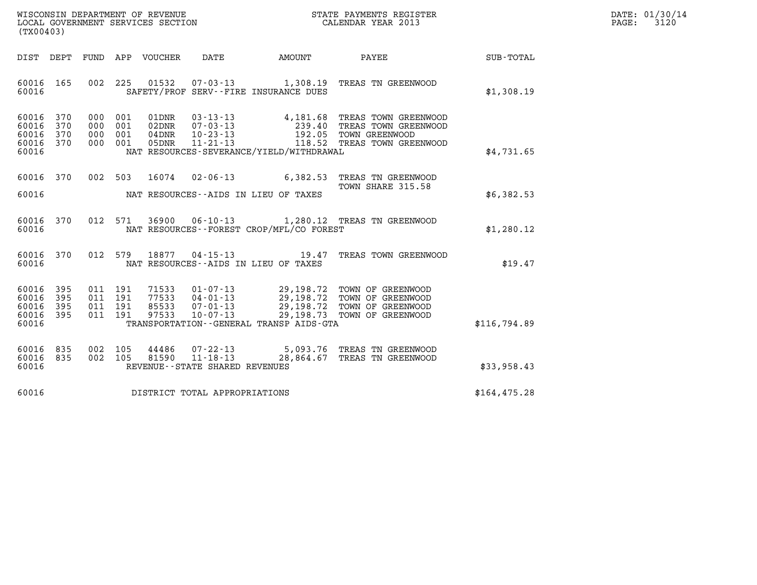WISCONSIN DEPARTMENT OF REVENUE
LOCAL GOVERNMENT SERVICES SECTION
(TX00403)

STATE PAYMENTS REGISTER
CALENDAR YEAR 2013

DATE: 01/30/14

| DIST | DEPT | FUND | APP | VOUCHER | DATE | AMOUNT | PAYEE | SUB-TOTAL |
|---|---|---|---|---|---|---|---|---|
| 60016 | 165 | 002 | 225 | 01532 | 07-03-13 | 1,308.19 | TREAS TN GREENWOOD | |
| 60016 | | | | | SAFETY/PROF SERV--FIRE INSURANCE DUES | | | $1,308.19 |
| 60016 | 370 | 000 | 001 | 01DNR | 03-13-13 | 4,181.68 | TREAS TOWN GREENWOOD | |
| 60016 | 370 | 000 | 001 | 02DNR | 07-03-13 | 239.40 | TREAS TOWN GREENWOOD | |
| 60016 | 370 | 000 | 001 | 04DNR | 10-23-13 | 192.05 | TOWN GREENWOOD | |
| 60016 | 370 | 000 | 001 | 05DNR | 11-21-13 | 118.52 | TREAS TOWN GREENWOOD | |
| 60016 | | | | | NAT RESOURCES-SEVERANCE/YIELD/WITHDRAWAL | | | $4,731.65 |
| 60016 | 370 | 002 | 503 | 16074 | 02-06-13 | 6,382.53 | TREAS TN GREENWOOD TOWN SHARE 315.58 | |
| 60016 | | | | | NAT RESOURCES--AIDS IN LIEU OF TAXES | | | $6,382.53 |
| 60016 | 370 | 012 | 571 | 36900 | 06-10-13 | 1,280.12 | TREAS TN GREENWOOD | |
| 60016 | | | | | NAT RESOURCES--FOREST CROP/MFL/CO FOREST | | | $1,280.12 |
| 60016 | 370 | 012 | 579 | 18877 | 04-15-13 | 19.47 | TREAS TOWN GREENWOOD | |
| 60016 | | | | | NAT RESOURCES--AIDS IN LIEU OF TAXES | | | $19.47 |
| 60016 | 395 | 011 | 191 | 71533 | 01-07-13 | 29,198.72 | TOWN OF GREENWOOD | |
| 60016 | 395 | 011 | 191 | 77533 | 04-01-13 | 29,198.72 | TOWN OF GREENWOOD | |
| 60016 | 395 | 011 | 191 | 85533 | 07-01-13 | 29,198.72 | TOWN OF GREENWOOD | |
| 60016 | 395 | 011 | 191 | 97533 | 10-07-13 | 29,198.73 | TOWN OF GREENWOOD | |
| 60016 | | | | | TRANSPORTATION--GENERAL TRANSP AIDS-GTA | | | $116,794.89 |
| 60016 | 835 | 002 | 105 | 44486 | 07-22-13 | 5,093.76 | TREAS TN GREENWOOD | |
| 60016 | 835 | 002 | 105 | 81590 | 11-18-13 | 28,864.67 | TREAS TN GREENWOOD | |
| 60016 | | | | | REVENUE--STATE SHARED REVENUES | | | $33,958.43 |
| 60016 | | | | | DISTRICT TOTAL APPROPRIATIONS | | | $164,475.28 |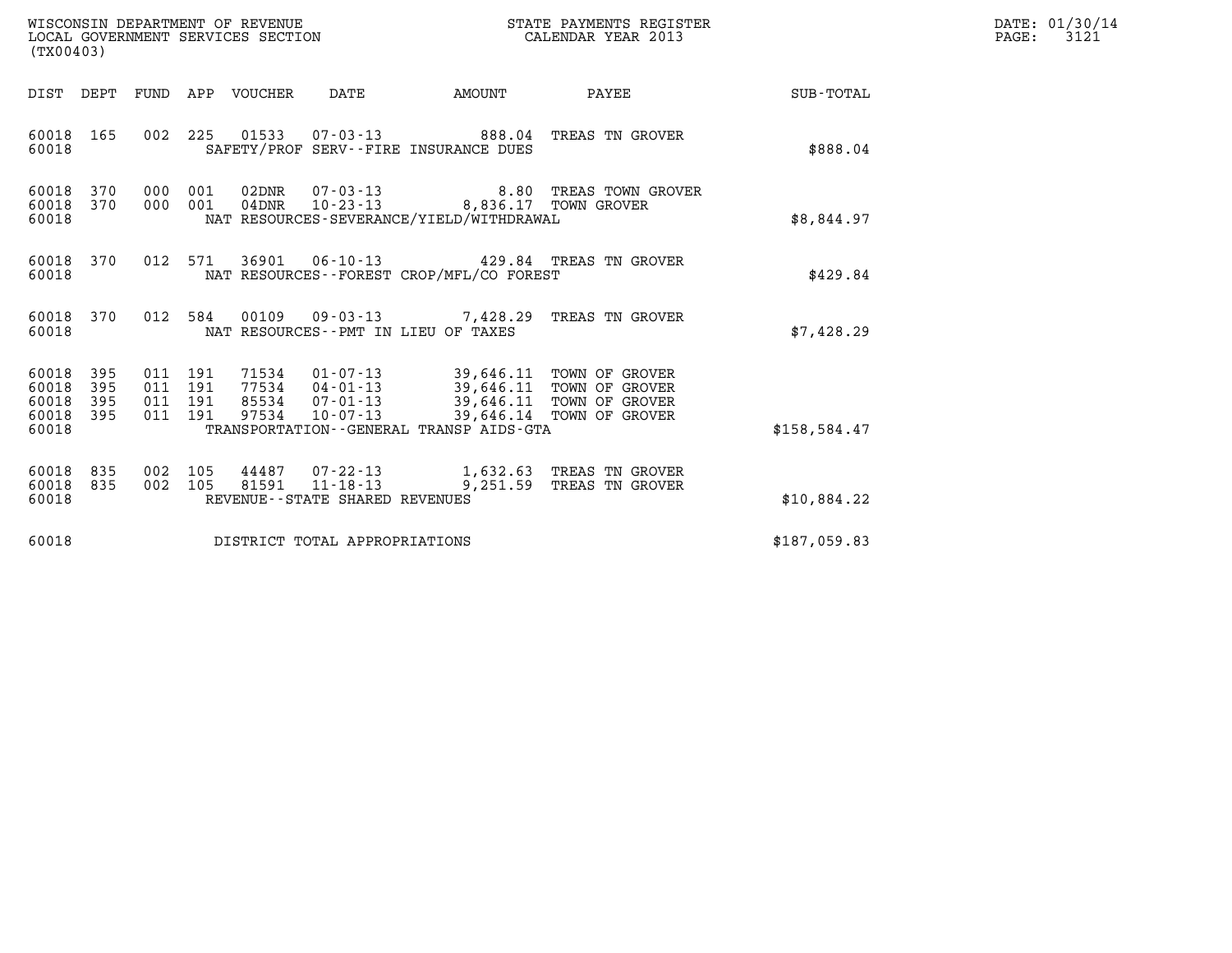WISCONSIN DEPARTMENT OF REVENUE
LOCAL GOVERNMENT SERVICES SECTION
(TX00403)

STATE PAYMENTS REGISTER
CALENDAR YEAR 2013

DATE: 01/30/14
PAGE: 3121

| DIST | DEPT | FUND | APP | VOUCHER | DATE | AMOUNT | PAYEE | SUB-TOTAL |
|---|---|---|---|---|---|---|---|---|
| 60018 | 165 | 002 | 225 | 01533 | 07-03-13 | 888.04 | TREAS TN GROVER | |
| 60018 | | | | SAFETY/PROF SERV--FIRE INSURANCE DUES | | | | $888.04 |
| 60018 | 370 | 000 | 001 | 02DNR | 07-03-13 | 8.80 | TREAS TOWN GROVER | |
| 60018 | 370 | 000 | 001 | 04DNR | 10-23-13 | 8,836.17 | TOWN GROVER | |
| 60018 | | | | NAT RESOURCES-SEVERANCE/YIELD/WITHDRAWAL | | | | $8,844.97 |
| 60018 | 370 | 012 | 571 | 36901 | 06-10-13 | 429.84 | TREAS TN GROVER | |
| 60018 | | | | NAT RESOURCES--FOREST CROP/MFL/CO FOREST | | | | $429.84 |
| 60018 | 370 | 012 | 584 | 00109 | 09-03-13 | 7,428.29 | TREAS TN GROVER | |
| 60018 | | | | NAT RESOURCES--PMT IN LIEU OF TAXES | | | | $7,428.29 |
| 60018 | 395 | 011 | 191 | 71534 | 01-07-13 | 39,646.11 | TOWN OF GROVER | |
| 60018 | 395 | 011 | 191 | 77534 | 04-01-13 | 39,646.11 | TOWN OF GROVER | |
| 60018 | 395 | 011 | 191 | 85534 | 07-01-13 | 39,646.11 | TOWN OF GROVER | |
| 60018 | 395 | 011 | 191 | 97534 | 10-07-13 | 39,646.14 | TOWN OF GROVER | |
| 60018 | | | | TRANSPORTATION--GENERAL TRANSP AIDS-GTA | | | | $158,584.47 |
| 60018 | 835 | 002 | 105 | 44487 | 07-22-13 | 1,632.63 | TREAS TN GROVER | |
| 60018 | 835 | 002 | 105 | 81591 | 11-18-13 | 9,251.59 | TREAS TN GROVER | |
| 60018 | | | | REVENUE--STATE SHARED REVENUES | | | | $10,884.22 |
| 60018 | | | | DISTRICT TOTAL APPROPRIATIONS | | | | $187,059.83 |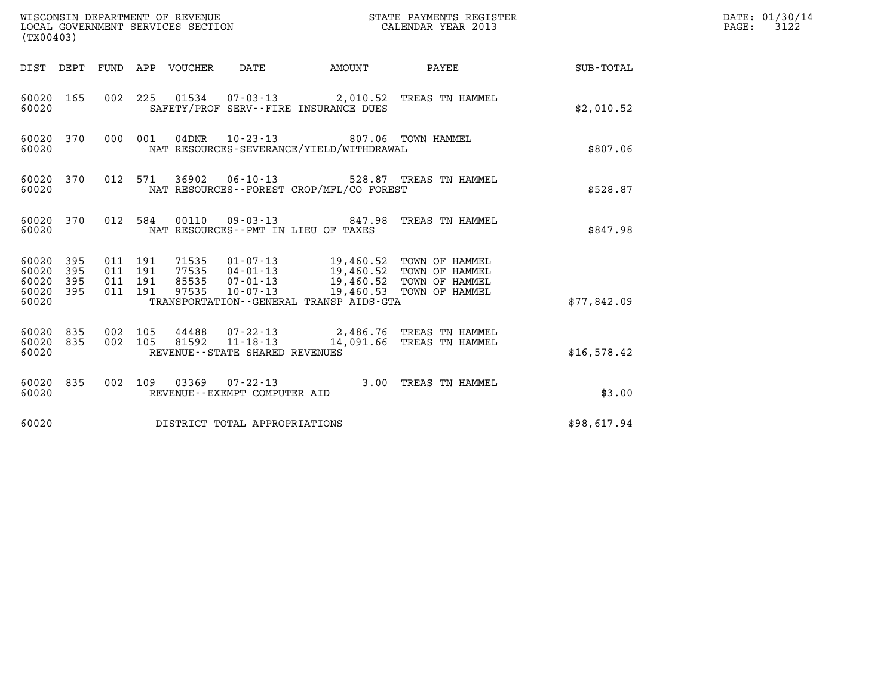WISCONSIN DEPARTMENT OF REVENUE
LOCAL GOVERNMENT SERVICES SECTION
(TX00403)

STATE PAYMENTS REGISTER
CALENDAR YEAR 2013

DATE: 01/30/14
PAGE: 3122

| DIST | DEPT | FUND | APP | VOUCHER | DATE | AMOUNT | PAYEE | SUB-TOTAL |
|---|---|---|---|---|---|---|---|---|
| 60020 | 165 | 002 | 225 | 01534 | 07-03-13 | 2,010.52 | TREAS TN HAMMEL | |
| 60020 | | | | SAFETY/PROF SERV--FIRE INSURANCE DUES | | | | $2,010.52 |
| 60020 | 370 | 000 | 001 | 04DNR | 10-23-13 | 807.06 | TOWN HAMMEL | |
| 60020 | | | | NAT RESOURCES-SEVERANCE/YIELD/WITHDRAWAL | | | | $807.06 |
| 60020 | 370 | 012 | 571 | 36902 | 06-10-13 | 528.87 | TREAS TN HAMMEL | |
| 60020 | | | | NAT RESOURCES--FOREST CROP/MFL/CO FOREST | | | | $528.87 |
| 60020 | 370 | 012 | 584 | 00110 | 09-03-13 | 847.98 | TREAS TN HAMMEL | |
| 60020 | | | | NAT RESOURCES--PMT IN LIEU OF TAXES | | | | $847.98 |
| 60020 | 395 | 011 | 191 | 71535 | 01-07-13 | 19,460.52 | TOWN OF HAMMEL | |
| 60020 | 395 | 011 | 191 | 77535 | 04-01-13 | 19,460.52 | TOWN OF HAMMEL | |
| 60020 | 395 | 011 | 191 | 85535 | 07-01-13 | 19,460.52 | TOWN OF HAMMEL | |
| 60020 | 395 | 011 | 191 | 97535 | 10-07-13 | 19,460.53 | TOWN OF HAMMEL | |
| 60020 | | | | TRANSPORTATION--GENERAL TRANSP AIDS-GTA | | | | $77,842.09 |
| 60020 | 835 | 002 | 105 | 44488 | 07-22-13 | 2,486.76 | TREAS TN HAMMEL | |
| 60020 | 835 | 002 | 105 | 81592 | 11-18-13 | 14,091.66 | TREAS TN HAMMEL | |
| 60020 | | | | REVENUE--STATE SHARED REVENUES | | | | $16,578.42 |
| 60020 | 835 | 002 | 109 | 03369 | 07-22-13 | 3.00 | TREAS TN HAMMEL | |
| 60020 | | | | REVENUE--EXEMPT COMPUTER AID | | | | $3.00 |
| 60020 | | | | DISTRICT TOTAL APPROPRIATIONS | | | | $98,617.94 |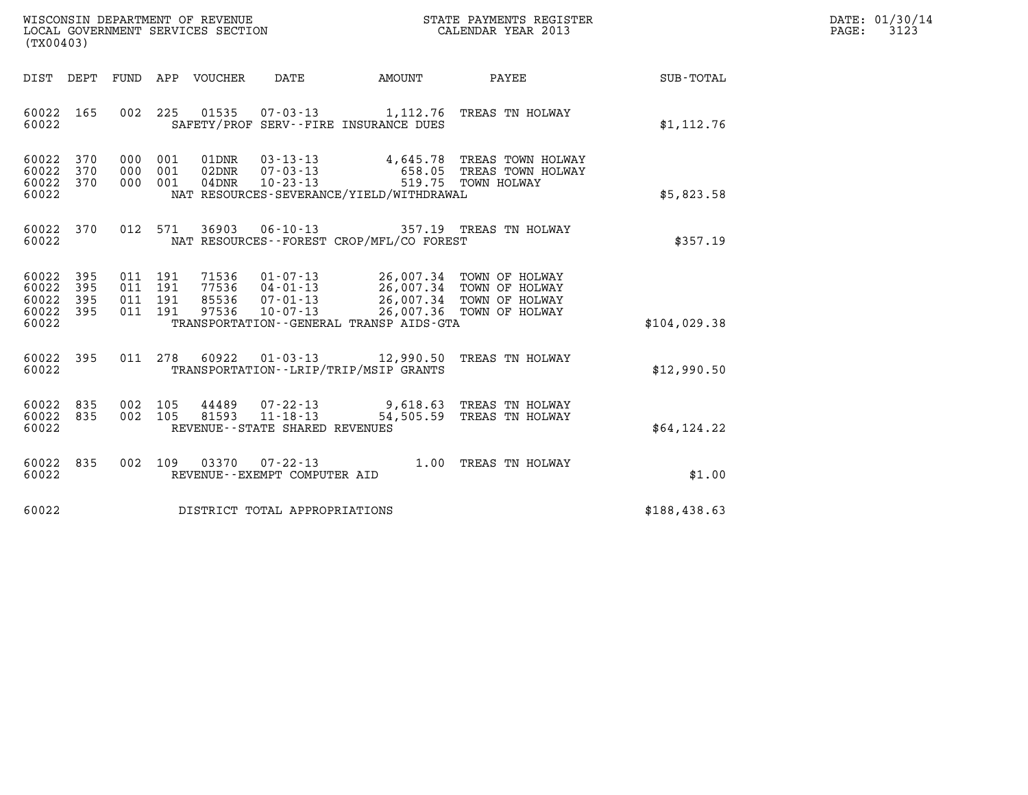WISCONSIN DEPARTMENT OF REVENUE
LOCAL GOVERNMENT SERVICES SECTION
(TX00403)

STATE PAYMENTS REGISTER
CALENDAR YEAR 2013

DATE: 01/30/14
PAGE: 3123

| DIST | DEPT | FUND | APP | VOUCHER | DATE | AMOUNT | PAYEE | SUB-TOTAL |
|---|---|---|---|---|---|---|---|---|
| 60022 | 165 | 002 | 225 | 01535 | 07-03-13 | 1,112.76 | TREAS TN HOLWAY | |
| 60022 | | | | SAFETY/PROF SERV--FIRE INSURANCE DUES | | | | $1,112.76 |
| 60022 | 370 | 000 | 001 | 01DNR | 03-13-13 | 4,645.78 | TREAS TOWN HOLWAY | |
| 60022 | 370 | 000 | 001 | 02DNR | 07-03-13 | 658.05 | TREAS TOWN HOLWAY | |
| 60022 | 370 | 000 | 001 | 04DNR | 10-23-13 | 519.75 | TOWN HOLWAY | |
| 60022 | | | | NAT RESOURCES-SEVERANCE/YIELD/WITHDRAWAL | | | | $5,823.58 |
| 60022 | 370 | 012 | 571 | 36903 | 06-10-13 | 357.19 | TREAS TN HOLWAY | |
| 60022 | | | | NAT RESOURCES--FOREST CROP/MFL/CO FOREST | | | | $357.19 |
| 60022 | 395 | 011 | 191 | 71536 | 01-07-13 | 26,007.34 | TOWN OF HOLWAY | |
| 60022 | 395 | 011 | 191 | 77536 | 04-01-13 | 26,007.34 | TOWN OF HOLWAY | |
| 60022 | 395 | 011 | 191 | 85536 | 07-01-13 | 26,007.34 | TOWN OF HOLWAY | |
| 60022 | 395 | 011 | 191 | 97536 | 10-07-13 | 26,007.36 | TOWN OF HOLWAY | |
| 60022 | | | | TRANSPORTATION--GENERAL TRANSP AIDS-GTA | | | | $104,029.38 |
| 60022 | 395 | 011 | 278 | 60922 | 01-03-13 | 12,990.50 | TREAS TN HOLWAY | |
| 60022 | | | | TRANSPORTATION--LRIP/TRIP/MSIP GRANTS | | | | $12,990.50 |
| 60022 | 835 | 002 | 105 | 44489 | 07-22-13 | 9,618.63 | TREAS TN HOLWAY | |
| 60022 | 835 | 002 | 105 | 81593 | 11-18-13 | 54,505.59 | TREAS TN HOLWAY | |
| 60022 | | | | REVENUE--STATE SHARED REVENUES | | | | $64,124.22 |
| 60022 | 835 | 002 | 109 | 03370 | 07-22-13 | 1.00 | TREAS TN HOLWAY | |
| 60022 | | | | REVENUE--EXEMPT COMPUTER AID | | | | $1.00 |
| 60022 | | | | DISTRICT TOTAL APPROPRIATIONS | | | | $188,438.63 |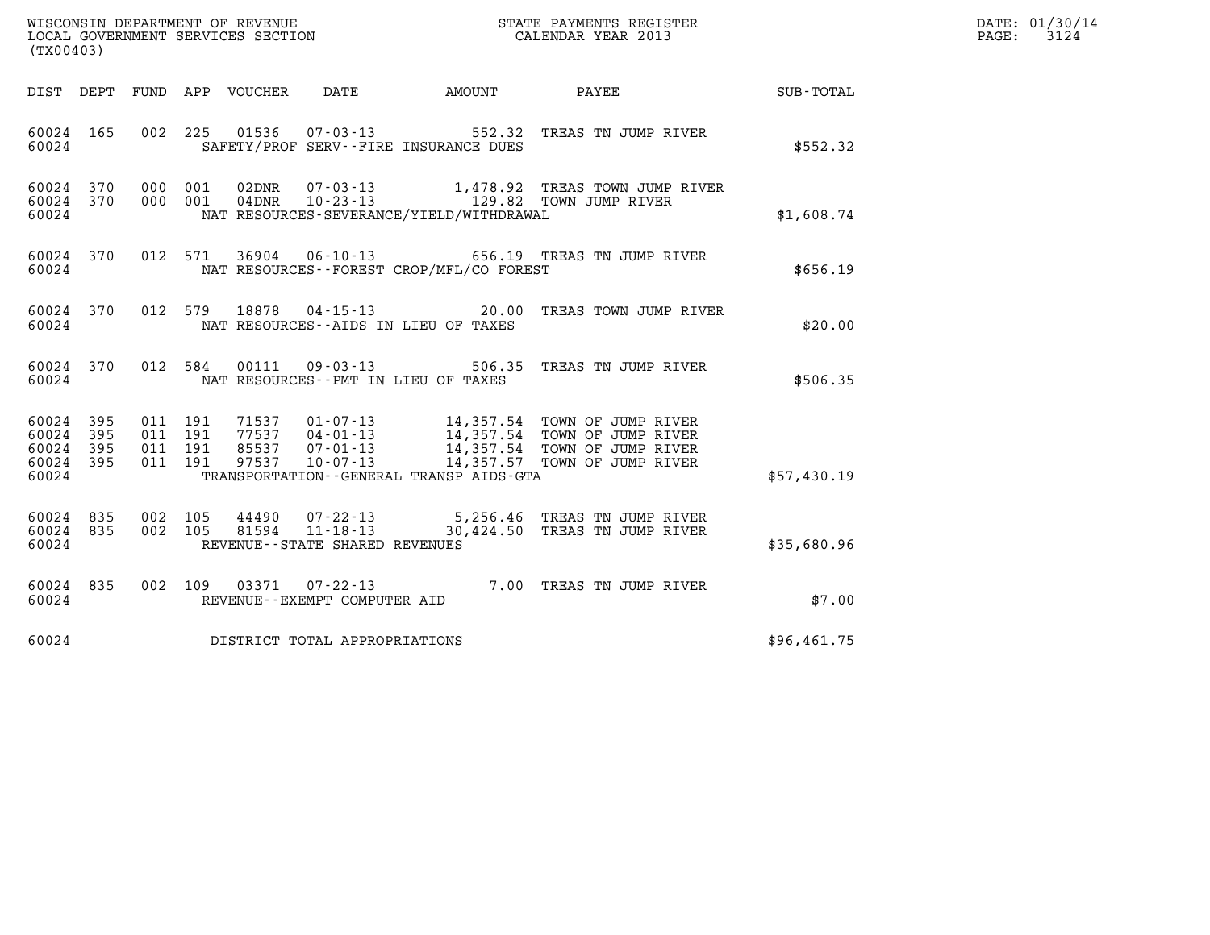WISCONSIN DEPARTMENT OF REVENUE
LOCAL GOVERNMENT SERVICES SECTION
(TX00403)

STATE PAYMENTS REGISTER
CALENDAR YEAR 2013

DATE: 01/30/14
PAGE: 3124

| DIST | DEPT | FUND | APP | VOUCHER | DATE | AMOUNT | PAYEE | SUB-TOTAL |
|---|---|---|---|---|---|---|---|---|
| 60024 | 165 | 002 | 225 | 01536 | 07-03-13 | 552.32 | TREAS TN JUMP RIVER | |
| 60024 | | | | | SAFETY/PROF SERV--FIRE INSURANCE DUES | | | $552.32 |
| 60024 | 370 | 000 | 001 | 02DNR | 07-03-13 | 1,478.92 | TREAS TOWN JUMP RIVER | |
| 60024 | 370 | 000 | 001 | 04DNR | 10-23-13 | 129.82 | TOWN JUMP RIVER | |
| 60024 | | | | | NAT RESOURCES-SEVERANCE/YIELD/WITHDRAWAL | | | $1,608.74 |
| 60024 | 370 | 012 | 571 | 36904 | 06-10-13 | 656.19 | TREAS TN JUMP RIVER | |
| 60024 | | | | | NAT RESOURCES--FOREST CROP/MFL/CO FOREST | | | $656.19 |
| 60024 | 370 | 012 | 579 | 18878 | 04-15-13 | 20.00 | TREAS TOWN JUMP RIVER | |
| 60024 | | | | | NAT RESOURCES--AIDS IN LIEU OF TAXES | | | $20.00 |
| 60024 | 370 | 012 | 584 | 00111 | 09-03-13 | 506.35 | TREAS TN JUMP RIVER | |
| 60024 | | | | | NAT RESOURCES--PMT IN LIEU OF TAXES | | | $506.35 |
| 60024 | 395 | 011 | 191 | 71537 | 01-07-13 | 14,357.54 | TOWN OF JUMP RIVER | |
| 60024 | 395 | 011 | 191 | 77537 | 04-01-13 | 14,357.54 | TOWN OF JUMP RIVER | |
| 60024 | 395 | 011 | 191 | 85537 | 07-01-13 | 14,357.54 | TOWN OF JUMP RIVER | |
| 60024 | 395 | 011 | 191 | 97537 | 10-07-13 | 14,357.57 | TOWN OF JUMP RIVER | |
| 60024 | | | | | TRANSPORTATION--GENERAL TRANSP AIDS-GTA | | | $57,430.19 |
| 60024 | 835 | 002 | 105 | 44490 | 07-22-13 | 5,256.46 | TREAS TN JUMP RIVER | |
| 60024 | 835 | 002 | 105 | 81594 | 11-18-13 | 30,424.50 | TREAS TN JUMP RIVER | |
| 60024 | | | | | REVENUE--STATE SHARED REVENUES | | | $35,680.96 |
| 60024 | 835 | 002 | 109 | 03371 | 07-22-13 | 7.00 | TREAS TN JUMP RIVER | |
| 60024 | | | | | REVENUE--EXEMPT COMPUTER AID | | | $7.00 |
| 60024 | | | | | DISTRICT TOTAL APPROPRIATIONS | | | $96,461.75 |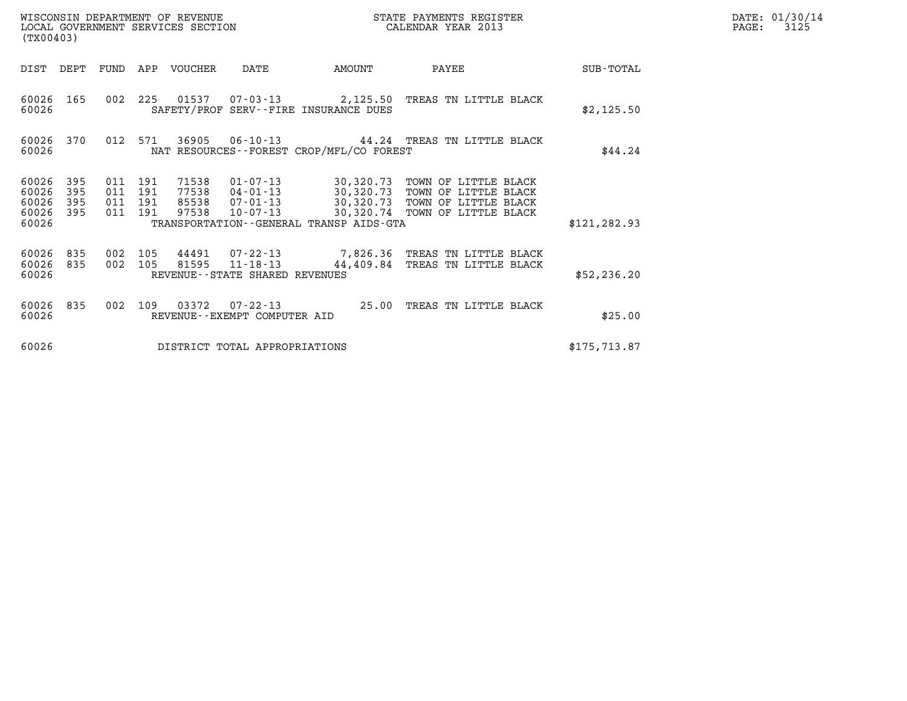WISCONSIN DEPARTMENT OF REVENUE
LOCAL GOVERNMENT SERVICES SECTION
(TX00403)

STATE PAYMENTS REGISTER
CALENDAR YEAR 2013

DATE: 01/30/14
PAGE: 3125

| DIST | DEPT | FUND | APP | VOUCHER | DATE | AMOUNT | PAYEE | SUB-TOTAL |
|---|---|---|---|---|---|---|---|---|
| 60026 | 165 | 002 | 225 | 01537 | 07-03-13 | 2,125.50 | TREAS TN LITTLE BLACK | |
| 60026 | | | | SAFETY/PROF SERV--FIRE INSURANCE DUES | | | | $2,125.50 |
| 60026 | 370 | 012 | 571 | 36905 | 06-10-13 | 44.24 | TREAS TN LITTLE BLACK | |
| 60026 | | | | NAT RESOURCES--FOREST CROP/MFL/CO FOREST | | | | $44.24 |
| 60026 | 395 | 011 | 191 | 71538 | 01-07-13 | 30,320.73 | TOWN OF LITTLE BLACK | |
| 60026 | 395 | 011 | 191 | 77538 | 04-01-13 | 30,320.73 | TOWN OF LITTLE BLACK | |
| 60026 | 395 | 011 | 191 | 85538 | 07-01-13 | 30,320.73 | TOWN OF LITTLE BLACK | |
| 60026 | 395 | 011 | 191 | 97538 | 10-07-13 | 30,320.74 | TOWN OF LITTLE BLACK | |
| 60026 | | | | TRANSPORTATION--GENERAL TRANSP AIDS-GTA | | | | $121,282.93 |
| 60026 | 835 | 002 | 105 | 44491 | 07-22-13 | 7,826.36 | TREAS TN LITTLE BLACK | |
| 60026 | 835 | 002 | 105 | 81595 | 11-18-13 | 44,409.84 | TREAS TN LITTLE BLACK | |
| 60026 | | | | REVENUE--STATE SHARED REVENUES | | | | $52,236.20 |
| 60026 | 835 | 002 | 109 | 03372 | 07-22-13 | 25.00 | TREAS TN LITTLE BLACK | |
| 60026 | | | | REVENUE--EXEMPT COMPUTER AID | | | | $25.00 |
| 60026 | | | | DISTRICT TOTAL APPROPRIATIONS | | | | $175,713.87 |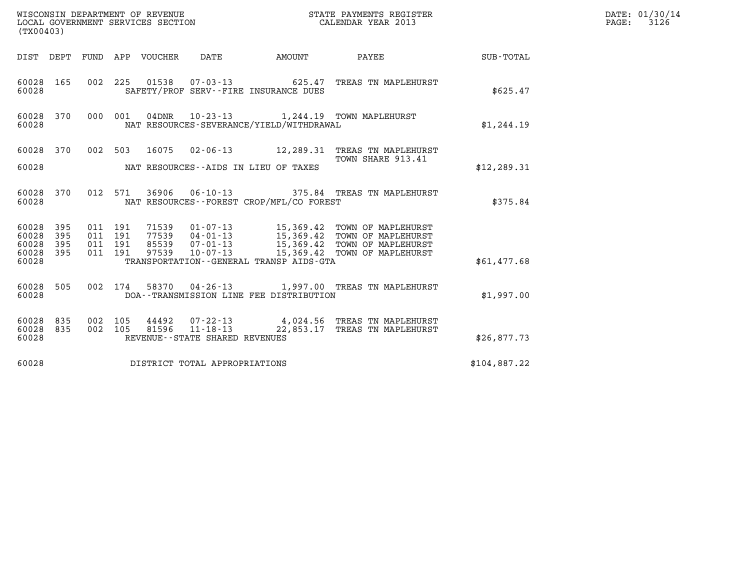WISCONSIN DEPARTMENT OF REVENUE
LOCAL GOVERNMENT SERVICES SECTION
(TX00403)

STATE PAYMENTS REGISTER
CALENDAR YEAR 2013

DATE: 01/30/14
PAGE: 3126

| DIST | DEPT | FUND | APP | VOUCHER | DATE | AMOUNT | PAYEE | SUB-TOTAL |
|---|---|---|---|---|---|---|---|---|
| 60028 | 165 | 002 | 225 | 01538 | 07-03-13 | 625.47 | TREAS TN MAPLEHURST | |
| 60028 | | | | SAFETY/PROF SERV--FIRE INSURANCE DUES | | | | $625.47 |
| 60028 | 370 | 000 | 001 | 04DNR | 10-23-13 | 1,244.19 | TOWN MAPLEHURST | |
| 60028 | | | | NAT RESOURCES-SEVERANCE/YIELD/WITHDRAWAL | | | | $1,244.19 |
| 60028 | 370 | 002 | 503 | 16075 | 02-06-13 | 12,289.31 | TREAS TN MAPLEHURST TOWN SHARE 913.41 | |
| 60028 | | | | NAT RESOURCES--AIDS IN LIEU OF TAXES | | | | $12,289.31 |
| 60028 | 370 | 012 | 571 | 36906 | 06-10-13 | 375.84 | TREAS TN MAPLEHURST | |
| 60028 | | | | NAT RESOURCES--FOREST CROP/MFL/CO FOREST | | | | $375.84 |
| 60028 | 395 | 011 | 191 | 71539 | 01-07-13 | 15,369.42 | TOWN OF MAPLEHURST | |
| 60028 | 395 | 011 | 191 | 77539 | 04-01-13 | 15,369.42 | TOWN OF MAPLEHURST | |
| 60028 | 395 | 011 | 191 | 85539 | 07-01-13 | 15,369.42 | TOWN OF MAPLEHURST | |
| 60028 | 395 | 011 | 191 | 97539 | 10-07-13 | 15,369.42 | TOWN OF MAPLEHURST | |
| 60028 | | | | TRANSPORTATION--GENERAL TRANSP AIDS-GTA | | | | $61,477.68 |
| 60028 | 505 | 002 | 174 | 58370 | 04-26-13 | 1,997.00 | TREAS TN MAPLEHURST | |
| 60028 | | | | DOA--TRANSMISSION LINE FEE DISTRIBUTION | | | | $1,997.00 |
| 60028 | 835 | 002 | 105 | 44492 | 07-22-13 | 4,024.56 | TREAS TN MAPLEHURST | |
| 60028 | 835 | 002 | 105 | 81596 | 11-18-13 | 22,853.17 | TREAS TN MAPLEHURST | |
| 60028 | | | | REVENUE--STATE SHARED REVENUES | | | | $26,877.73 |
| 60028 | | | | DISTRICT TOTAL APPROPRIATIONS | | | | $104,887.22 |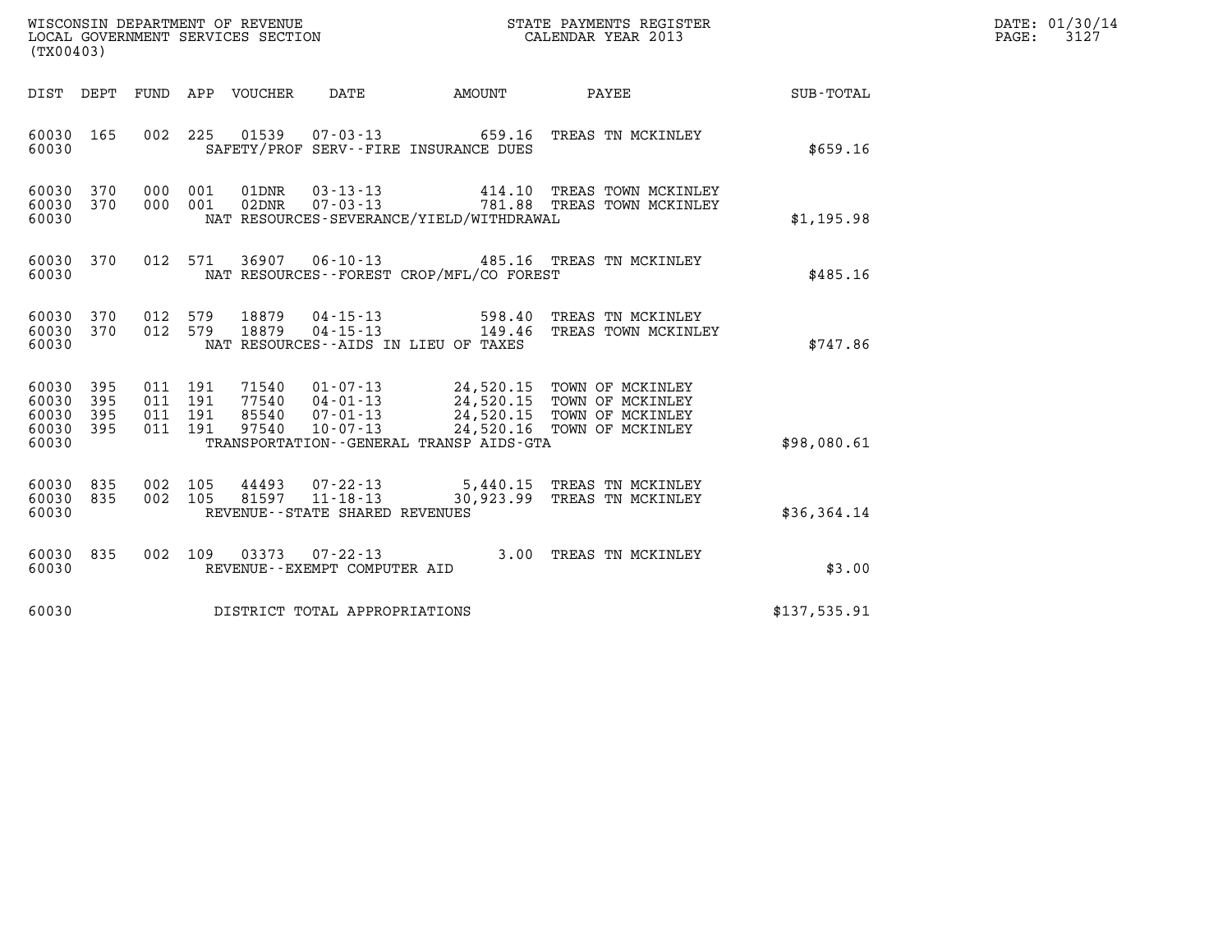WISCONSIN DEPARTMENT OF REVENUE
LOCAL GOVERNMENT SERVICES SECTION
(TX00403)

STATE PAYMENTS REGISTER
CALENDAR YEAR 2013

DATE: 01/30/14

| DIST | DEPT | FUND | APP | VOUCHER | DATE | AMOUNT | PAYEE | SUB-TOTAL |
|---|---|---|---|---|---|---|---|---|
| 60030 | 165 | 002 | 225 | 01539 | 07-03-13 | 659.16 | TREAS TN MCKINLEY | |
| 60030 | | | | SAFETY/PROF SERV--FIRE INSURANCE DUES | | | | $659.16 |
| 60030 | 370 | 000 | 001 | 01DNR | 03-13-13 | 414.10 | TREAS TOWN MCKINLEY | |
| 60030 | 370 | 000 | 001 | 02DNR | 07-03-13 | 781.88 | TREAS TOWN MCKINLEY | |
| 60030 | | | | NAT RESOURCES-SEVERANCE/YIELD/WITHDRAWAL | | | | $1,195.98 |
| 60030 | 370 | 012 | 571 | 36907 | 06-10-13 | 485.16 | TREAS TN MCKINLEY | |
| 60030 | | | | NAT RESOURCES--FOREST CROP/MFL/CO FOREST | | | | $485.16 |
| 60030 | 370 | 012 | 579 | 18879 | 04-15-13 | 598.40 | TREAS TN MCKINLEY | |
| 60030 | 370 | 012 | 579 | 18879 | 04-15-13 | 149.46 | TREAS TOWN MCKINLEY | |
| 60030 | | | | NAT RESOURCES--AIDS IN LIEU OF TAXES | | | | $747.86 |
| 60030 | 395 | 011 | 191 | 71540 | 01-07-13 | 24,520.15 | TOWN OF MCKINLEY | |
| 60030 | 395 | 011 | 191 | 77540 | 04-01-13 | 24,520.15 | TOWN OF MCKINLEY | |
| 60030 | 395 | 011 | 191 | 85540 | 07-01-13 | 24,520.15 | TOWN OF MCKINLEY | |
| 60030 | 395 | 011 | 191 | 97540 | 10-07-13 | 24,520.16 | TOWN OF MCKINLEY | |
| 60030 | | | | TRANSPORTATION--GENERAL TRANSP AIDS-GTA | | | | $98,080.61 |
| 60030 | 835 | 002 | 105 | 44493 | 07-22-13 | 5,440.15 | TREAS TN MCKINLEY | |
| 60030 | 835 | 002 | 105 | 81597 | 11-18-13 | 30,923.99 | TREAS TN MCKINLEY | |
| 60030 | | | | REVENUE--STATE SHARED REVENUES | | | | $36,364.14 |
| 60030 | 835 | 002 | 109 | 03373 | 07-22-13 | 3.00 | TREAS TN MCKINLEY | |
| 60030 | | | | REVENUE--EXEMPT COMPUTER AID | | | | $3.00 |
| 60030 | | | | DISTRICT TOTAL APPROPRIATIONS | | | | $137,535.91 |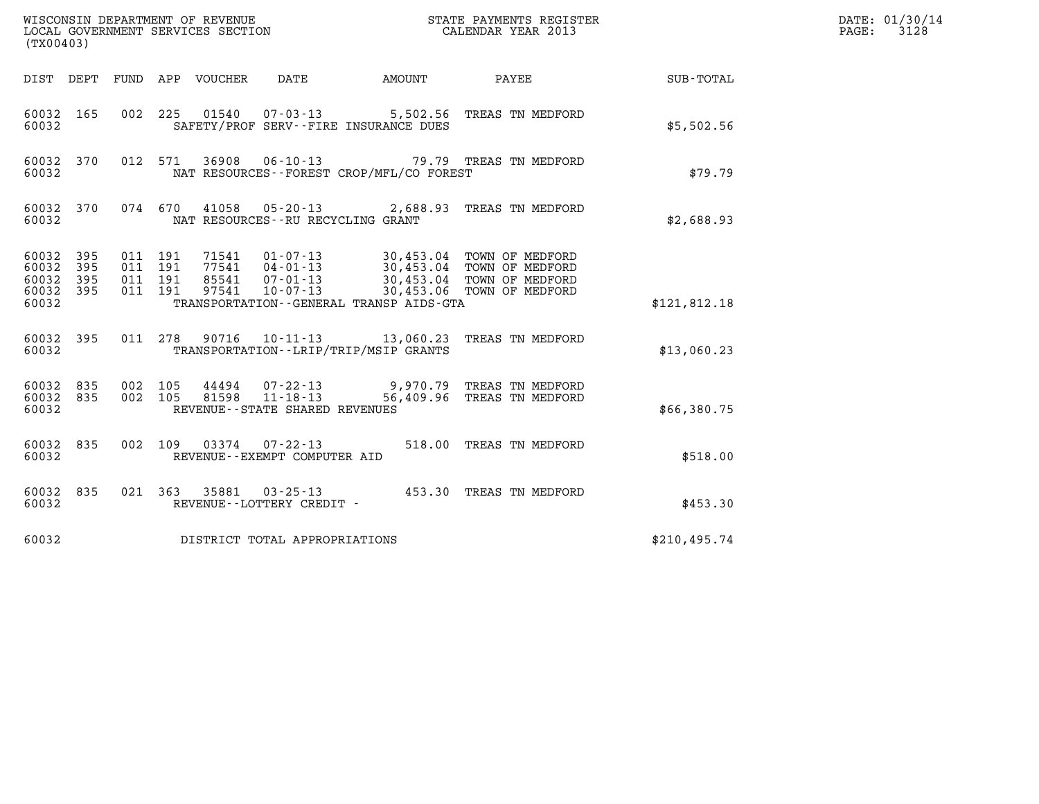WISCONSIN DEPARTMENT OF REVENUE
LOCAL GOVERNMENT SERVICES SECTION
(TX00403)

STATE PAYMENTS REGISTER
CALENDAR YEAR 2013

| DIST | DEPT | FUND | APP | VOUCHER | DATE | AMOUNT | PAYEE | SUB-TOTAL |
|---|---|---|---|---|---|---|---|---|
| 60032 | 165 | 002 | 225 | 01540 | 07-03-13 | 5,502.56 | TREAS TN MEDFORD | |
| 60032 | | | | SAFETY/PROF SERV--FIRE INSURANCE DUES | | | | $5,502.56 |
| 60032 | 370 | 012 | 571 | 36908 | 06-10-13 | 79.79 | TREAS TN MEDFORD | |
| 60032 | | | | NAT RESOURCES--FOREST CROP/MFL/CO FOREST | | | | $79.79 |
| 60032 | 370 | 074 | 670 | 41058 | 05-20-13 | 2,688.93 | TREAS TN MEDFORD | |
| 60032 | | | | NAT RESOURCES--RU RECYCLING GRANT | | | | $2,688.93 |
| 60032 | 395 | 011 | 191 | 71541 | 01-07-13 | 30,453.04 | TOWN OF MEDFORD | |
| 60032 | 395 | 011 | 191 | 77541 | 04-01-13 | 30,453.04 | TOWN OF MEDFORD | |
| 60032 | 395 | 011 | 191 | 85541 | 07-01-13 | 30,453.04 | TOWN OF MEDFORD | |
| 60032 | 395 | 011 | 191 | 97541 | 10-07-13 | 30,453.06 | TOWN OF MEDFORD | |
| 60032 | | | | TRANSPORTATION--GENERAL TRANSP AIDS-GTA | | | | $121,812.18 |
| 60032 | 395 | 011 | 278 | 90716 | 10-11-13 | 13,060.23 | TREAS TN MEDFORD | |
| 60032 | | | | TRANSPORTATION--LRIP/TRIP/MSIP GRANTS | | | | $13,060.23 |
| 60032 | 835 | 002 | 105 | 44494 | 07-22-13 | 9,970.79 | TREAS TN MEDFORD | |
| 60032 | 835 | 002 | 105 | 81598 | 11-18-13 | 56,409.96 | TREAS TN MEDFORD | |
| 60032 | | | | REVENUE--STATE SHARED REVENUES | | | | $66,380.75 |
| 60032 | 835 | 002 | 109 | 03374 | 07-22-13 | 518.00 | TREAS TN MEDFORD | |
| 60032 | | | | REVENUE--EXEMPT COMPUTER AID | | | | $518.00 |
| 60032 | 835 | 021 | 363 | 35881 | 03-25-13 | 453.30 | TREAS TN MEDFORD | |
| 60032 | | | | REVENUE--LOTTERY CREDIT - | | | | $453.30 |
| 60032 | | | | DISTRICT TOTAL APPROPRIATIONS | | | | $210,495.74 |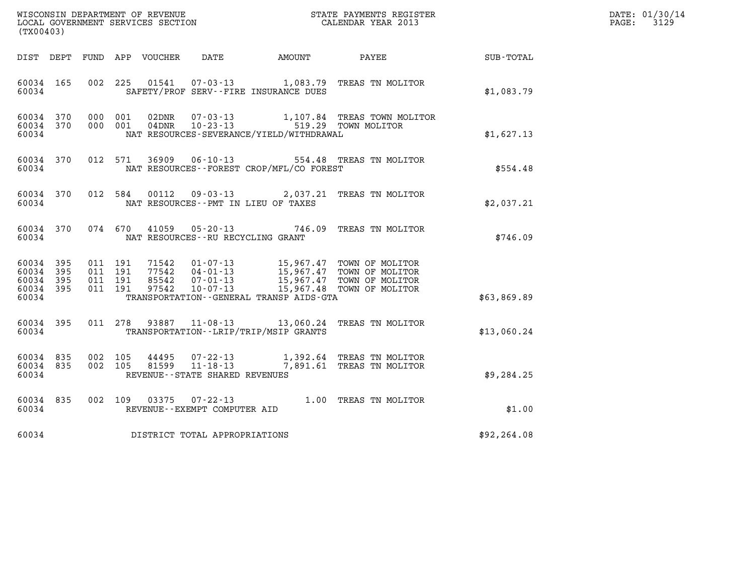WISCONSIN DEPARTMENT OF REVENUE
LOCAL GOVERNMENT SERVICES SECTION
(TX00403)

STATE PAYMENTS REGISTER
CALENDAR YEAR 2013

DATE: 01/30/14

| DIST | DEPT | FUND | APP | VOUCHER | DATE | AMOUNT | PAYEE | SUB-TOTAL |
|---|---|---|---|---|---|---|---|---|
| 60034 | 165 | 002 | 225 | 01541 | 07-03-13 | 1,083.79 | TREAS TN MOLITOR | |
| 60034 | | | | | SAFETY/PROF SERV--FIRE INSURANCE DUES | | | $1,083.79 |
| 60034 | 370 | 000 | 001 | 02DNR | 07-03-13 | 1,107.84 | TREAS TOWN MOLITOR | |
| 60034 | 370 | 000 | 001 | 04DNR | 10-23-13 | 519.29 | TOWN MOLITOR | |
| 60034 | | | | | NAT RESOURCES-SEVERANCE/YIELD/WITHDRAWAL | | | $1,627.13 |
| 60034 | 370 | 012 | 571 | 36909 | 06-10-13 | 554.48 | TREAS TN MOLITOR | |
| 60034 | | | | | NAT RESOURCES--FOREST CROP/MFL/CO FOREST | | | $554.48 |
| 60034 | 370 | 012 | 584 | 00112 | 09-03-13 | 2,037.21 | TREAS TN MOLITOR | |
| 60034 | | | | | NAT RESOURCES--PMT IN LIEU OF TAXES | | | $2,037.21 |
| 60034 | 370 | 074 | 670 | 41059 | 05-20-13 | 746.09 | TREAS TN MOLITOR | |
| 60034 | | | | | NAT RESOURCES--RU RECYCLING GRANT | | | $746.09 |
| 60034 | 395 | 011 | 191 | 71542 | 01-07-13 | 15,967.47 | TOWN OF MOLITOR | |
| 60034 | 395 | 011 | 191 | 77542 | 04-01-13 | 15,967.47 | TOWN OF MOLITOR | |
| 60034 | 395 | 011 | 191 | 85542 | 07-01-13 | 15,967.47 | TOWN OF MOLITOR | |
| 60034 | 395 | 011 | 191 | 97542 | 10-07-13 | 15,967.48 | TOWN OF MOLITOR | |
| 60034 | | | | | TRANSPORTATION--GENERAL TRANSP AIDS-GTA | | | $63,869.89 |
| 60034 | 395 | 011 | 278 | 93887 | 11-08-13 | 13,060.24 | TREAS TN MOLITOR | |
| 60034 | | | | | TRANSPORTATION--LRIP/TRIP/MSIP GRANTS | | | $13,060.24 |
| 60034 | 835 | 002 | 105 | 44495 | 07-22-13 | 1,392.64 | TREAS TN MOLITOR | |
| 60034 | 835 | 002 | 105 | 81599 | 11-18-13 | 7,891.61 | TREAS TN MOLITOR | |
| 60034 | | | | | REVENUE--STATE SHARED REVENUES | | | $9,284.25 |
| 60034 | 835 | 002 | 109 | 03375 | 07-22-13 | 1.00 | TREAS TN MOLITOR | |
| 60034 | | | | | REVENUE--EXEMPT COMPUTER AID | | | $1.00 |
| 60034 | | | | | DISTRICT TOTAL APPROPRIATIONS | | | $92,264.08 |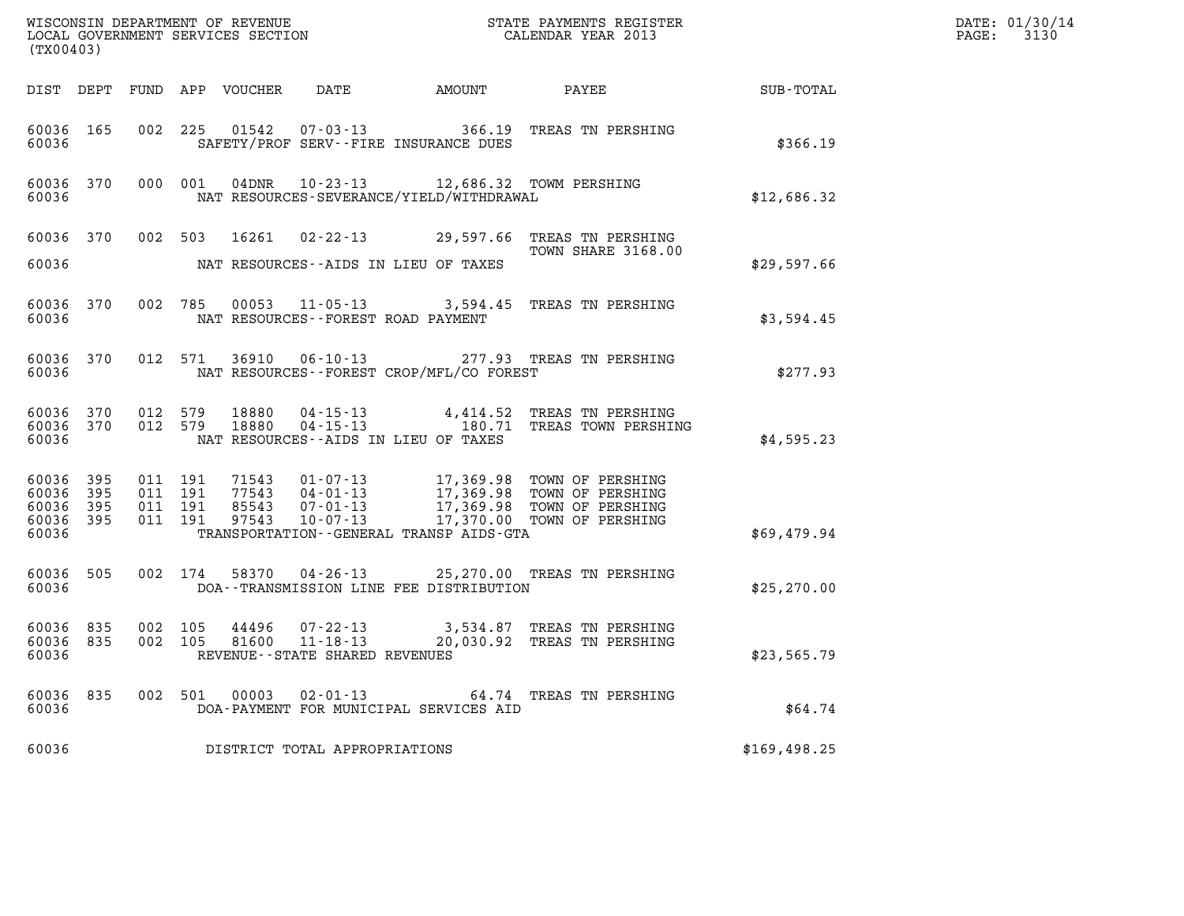WISCONSIN DEPARTMENT OF REVENUE
LOCAL GOVERNMENT SERVICES SECTION
(TX00403)

STATE PAYMENTS REGISTER
CALENDAR YEAR 2013

DATE: 01/30/14
PAGE: 3130

| DIST | DEPT | FUND | APP | VOUCHER | DATE | AMOUNT | PAYEE | SUB-TOTAL |
|---|---|---|---|---|---|---|---|---|
| 60036 | 165 | 002 | 225 | 01542 | 07-03-13 | 366.19 | TREAS TN PERSHING | |
| 60036 | | | | | SAFETY/PROF SERV--FIRE INSURANCE DUES | | | $366.19 |
| 60036 | 370 | 000 | 001 | 04DNR | 10-23-13 | 12,686.32 | TOWM PERSHING | |
| 60036 | | | | | NAT RESOURCES-SEVERANCE/YIELD/WITHDRAWAL | | | $12,686.32 |
| 60036 | 370 | 002 | 503 | 16261 | 02-22-13 | 29,597.66 | TREAS TN PERSHING TOWN SHARE 3168.00 | |
| 60036 | | | | | NAT RESOURCES--AIDS IN LIEU OF TAXES | | | $29,597.66 |
| 60036 | 370 | 002 | 785 | 00053 | 11-05-13 | 3,594.45 | TREAS TN PERSHING | |
| 60036 | | | | | NAT RESOURCES--FOREST ROAD PAYMENT | | | $3,594.45 |
| 60036 | 370 | 012 | 571 | 36910 | 06-10-13 | 277.93 | TREAS TN PERSHING | |
| 60036 | | | | | NAT RESOURCES--FOREST CROP/MFL/CO FOREST | | | $277.93 |
| 60036 | 370 | 012 | 579 | 18880 | 04-15-13 | 4,414.52 | TREAS TN PERSHING | |
| 60036 | 370 | 012 | 579 | 18880 | 04-15-13 | 180.71 | TREAS TOWN PERSHING | |
| 60036 | | | | | NAT RESOURCES--AIDS IN LIEU OF TAXES | | | $4,595.23 |
| 60036 | 395 | 011 | 191 | 71543 | 01-07-13 | 17,369.98 | TOWN OF PERSHING | |
| 60036 | 395 | 011 | 191 | 77543 | 04-01-13 | 17,369.98 | TOWN OF PERSHING | |
| 60036 | 395 | 011 | 191 | 85543 | 07-01-13 | 17,369.98 | TOWN OF PERSHING | |
| 60036 | 395 | 011 | 191 | 97543 | 10-07-13 | 17,370.00 | TOWN OF PERSHING | |
| 60036 | | | | | TRANSPORTATION--GENERAL TRANSP AIDS-GTA | | | $69,479.94 |
| 60036 | 505 | 002 | 174 | 58370 | 04-26-13 | 25,270.00 | TREAS TN PERSHING | |
| 60036 | | | | | DOA--TRANSMISSION LINE FEE DISTRIBUTION | | | $25,270.00 |
| 60036 | 835 | 002 | 105 | 44496 | 07-22-13 | 3,534.87 | TREAS TN PERSHING | |
| 60036 | 835 | 002 | 105 | 81600 | 11-18-13 | 20,030.92 | TREAS TN PERSHING | |
| 60036 | | | | | REVENUE--STATE SHARED REVENUES | | | $23,565.79 |
| 60036 | 835 | 002 | 501 | 00003 | 02-01-13 | 64.74 | TREAS TN PERSHING | |
| 60036 | | | | | DOA-PAYMENT FOR MUNICIPAL SERVICES AID | | | $64.74 |
| 60036 | | | | | DISTRICT TOTAL APPROPRIATIONS | | | $169,498.25 |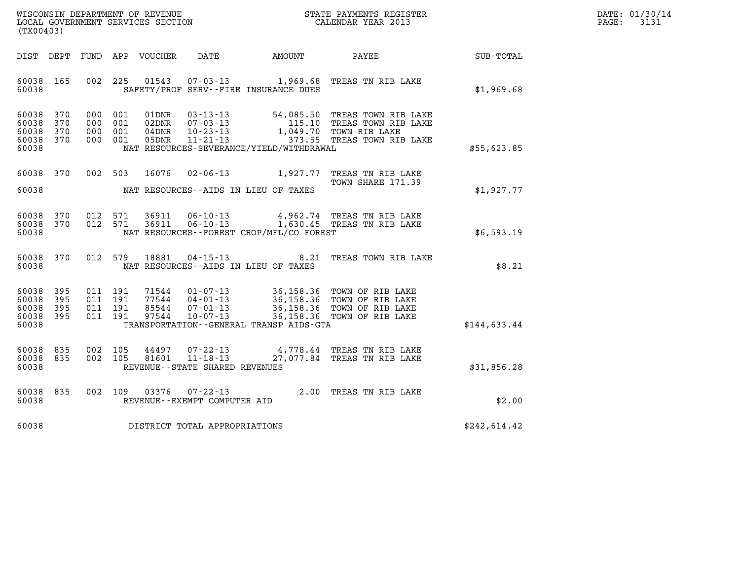WISCONSIN DEPARTMENT OF REVENUE
LOCAL GOVERNMENT SERVICES SECTION
(TX00403)

STATE PAYMENTS REGISTER
CALENDAR YEAR 2013

DATE: 01/30/14
PAGE: 3131

| DIST | DEPT | FUND | APP | VOUCHER | DATE | AMOUNT | PAYEE | SUB-TOTAL |
|---|---|---|---|---|---|---|---|---|
| 60038 | 165 | 002 | 225 | 01543 | 07-03-13 | 1,969.68 | TREAS TN RIB LAKE | |
| 60038 | | | | SAFETY/PROF SERV--FIRE INSURANCE DUES | | | | $1,969.68 |
| 60038 | 370 | 000 | 001 | 01DNR | 03-13-13 | 54,085.50 | TREAS TOWN RIB LAKE | |
| 60038 | 370 | 000 | 001 | 02DNR | 07-03-13 | 115.10 | TREAS TOWN RIB LAKE | |
| 60038 | 370 | 000 | 001 | 04DNR | 10-23-13 | 1,049.70 | TOWN RIB LAKE | |
| 60038 | 370 | 000 | 001 | 05DNR | 11-21-13 | 373.55 | TREAS TOWN RIB LAKE | |
| 60038 | | | | NAT RESOURCES-SEVERANCE/YIELD/WITHDRAWAL | | | | $55,623.85 |
| 60038 | 370 | 002 | 503 | 16076 | 02-06-13 | 1,927.77 | TREAS TN RIB LAKE TOWN SHARE 171.39 | |
| 60038 | | | | NAT RESOURCES--AIDS IN LIEU OF TAXES | | | | $1,927.77 |
| 60038 | 370 | 012 | 571 | 36911 | 06-10-13 | 4,962.74 | TREAS TN RIB LAKE | |
| 60038 | 370 | 012 | 571 | 36911 | 06-10-13 | 1,630.45 | TREAS TN RIB LAKE | |
| 60038 | | | | NAT RESOURCES--FOREST CROP/MFL/CO FOREST | | | | $6,593.19 |
| 60038 | 370 | 012 | 579 | 18881 | 04-15-13 | 8.21 | TREAS TOWN RIB LAKE | |
| 60038 | | | | NAT RESOURCES--AIDS IN LIEU OF TAXES | | | | $8.21 |
| 60038 | 395 | 011 | 191 | 71544 | 01-07-13 | 36,158.36 | TOWN OF RIB LAKE | |
| 60038 | 395 | 011 | 191 | 77544 | 04-01-13 | 36,158.36 | TOWN OF RIB LAKE | |
| 60038 | 395 | 011 | 191 | 85544 | 07-01-13 | 36,158.36 | TOWN OF RIB LAKE | |
| 60038 | 395 | 011 | 191 | 97544 | 10-07-13 | 36,158.36 | TOWN OF RIB LAKE | |
| 60038 | | | | TRANSPORTATION--GENERAL TRANSP AIDS-GTA | | | | $144,633.44 |
| 60038 | 835 | 002 | 105 | 44497 | 07-22-13 | 4,778.44 | TREAS TN RIB LAKE | |
| 60038 | 835 | 002 | 105 | 81601 | 11-18-13 | 27,077.84 | TREAS TN RIB LAKE | |
| 60038 | | | | REVENUE--STATE SHARED REVENUES | | | | $31,856.28 |
| 60038 | 835 | 002 | 109 | 03376 | 07-22-13 | 2.00 | TREAS TN RIB LAKE | |
| 60038 | | | | REVENUE--EXEMPT COMPUTER AID | | | | $2.00 |
| 60038 | | | | DISTRICT TOTAL APPROPRIATIONS | | | | $242,614.42 |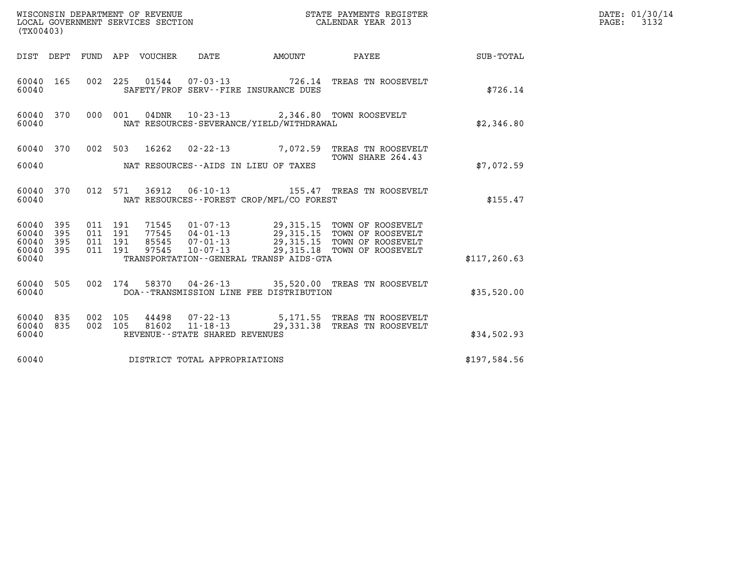WISCONSIN DEPARTMENT OF REVENUE
LOCAL GOVERNMENT SERVICES SECTION
(TX00403)

STATE PAYMENTS REGISTER
CALENDAR YEAR 2013

DATE: 01/30/14
PAGE: 3132

| DIST | DEPT | FUND | APP | VOUCHER | DATE | AMOUNT | PAYEE | SUB-TOTAL |
|---|---|---|---|---|---|---|---|---|
| 60040 | 165 | 002 | 225 | 01544 | 07-03-13 | 726.14 | TREAS TN ROOSEVELT | |
| 60040 | | | | SAFETY/PROF SERV--FIRE INSURANCE DUES | | | | $726.14 |
| 60040 | 370 | 000 | 001 | 04DNR | 10-23-13 | 2,346.80 | TOWN ROOSEVELT | |
| 60040 | | | | NAT RESOURCES-SEVERANCE/YIELD/WITHDRAWAL | | | | $2,346.80 |
| 60040 | 370 | 002 | 503 | 16262 | 02-22-13 | 7,072.59 | TREAS TN ROOSEVELT TOWN SHARE 264.43 | |
| 60040 | | | | NAT RESOURCES--AIDS IN LIEU OF TAXES | | | | $7,072.59 |
| 60040 | 370 | 012 | 571 | 36912 | 06-10-13 | 155.47 | TREAS TN ROOSEVELT | |
| 60040 | | | | NAT RESOURCES--FOREST CROP/MFL/CO FOREST | | | | $155.47 |
| 60040 | 395 | 011 | 191 | 71545 | 01-07-13 | 29,315.15 | TOWN OF ROOSEVELT | |
| 60040 | 395 | 011 | 191 | 77545 | 04-01-13 | 29,315.15 | TOWN OF ROOSEVELT | |
| 60040 | 395 | 011 | 191 | 85545 | 07-01-13 | 29,315.15 | TOWN OF ROOSEVELT | |
| 60040 | 395 | 011 | 191 | 97545 | 10-07-13 | 29,315.18 | TOWN OF ROOSEVELT | |
| 60040 | | | | TRANSPORTATION--GENERAL TRANSP AIDS-GTA | | | | $117,260.63 |
| 60040 | 505 | 002 | 174 | 58370 | 04-26-13 | 35,520.00 | TREAS TN ROOSEVELT | |
| 60040 | | | | DOA--TRANSMISSION LINE FEE DISTRIBUTION | | | | $35,520.00 |
| 60040 | 835 | 002 | 105 | 44498 | 07-22-13 | 5,171.55 | TREAS TN ROOSEVELT | |
| 60040 | 835 | 002 | 105 | 81602 | 11-18-13 | 29,331.38 | TREAS TN ROOSEVELT | |
| 60040 | | | | REVENUE--STATE SHARED REVENUES | | | | $34,502.93 |
| 60040 | | | | DISTRICT TOTAL APPROPRIATIONS | | | | $197,584.56 |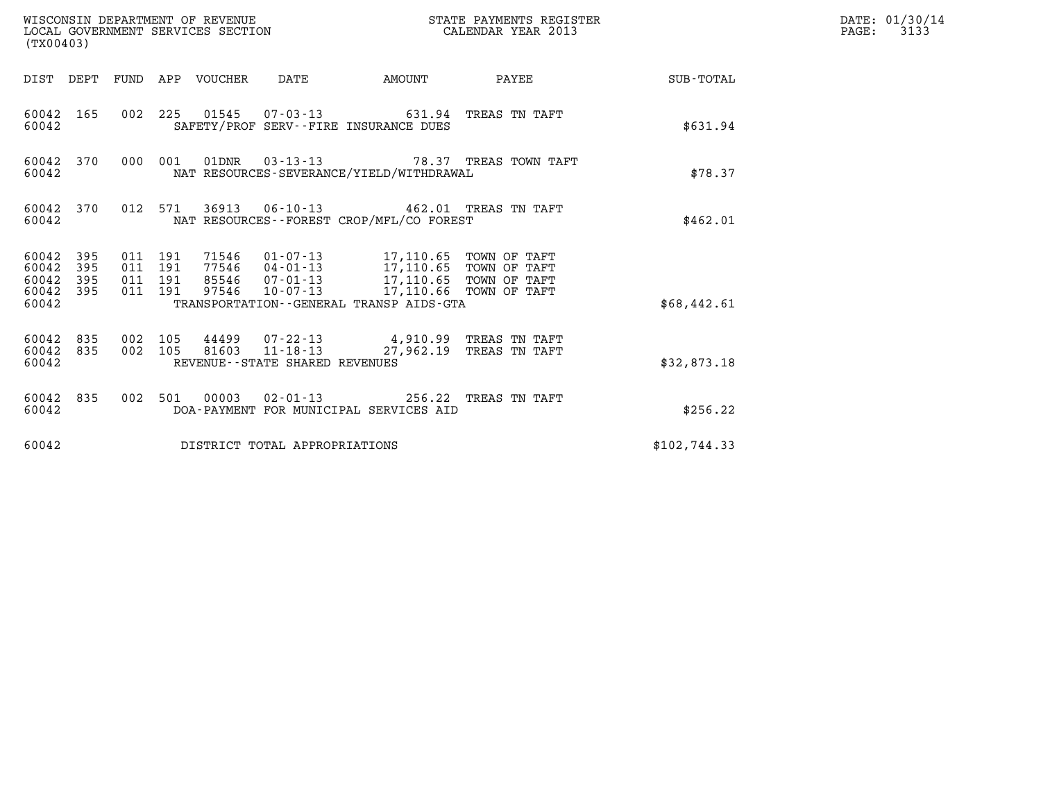WISCONSIN DEPARTMENT OF REVENUE
LOCAL GOVERNMENT SERVICES SECTION
(TX00403)

STATE PAYMENTS REGISTER
CALENDAR YEAR 2013

DATE: 01/30/14
PAGE: 3133

| DIST | DEPT | FUND | APP | VOUCHER | DATE | AMOUNT | PAYEE | SUB-TOTAL |
|---|---|---|---|---|---|---|---|---|
| 60042 | 165 | 002 | 225 | 01545 | 07-03-13 | 631.94 | TREAS TN TAFT | |
| 60042 | | | | | SAFETY/PROF SERV--FIRE INSURANCE DUES | | | $631.94 |
| 60042 | 370 | 000 | 001 | 01DNR | 03-13-13 | 78.37 | TREAS TOWN TAFT | |
| 60042 | | | | | NAT RESOURCES-SEVERANCE/YIELD/WITHDRAWAL | | | $78.37 |
| 60042 | 370 | 012 | 571 | 36913 | 06-10-13 | 462.01 | TREAS TN TAFT | |
| 60042 | | | | | NAT RESOURCES--FOREST CROP/MFL/CO FOREST | | | $462.01 |
| 60042 | 395 | 011 | 191 | 71546 | 01-07-13 | 17,110.65 | TOWN OF TAFT | |
| 60042 | 395 | 011 | 191 | 77546 | 04-01-13 | 17,110.65 | TOWN OF TAFT | |
| 60042 | 395 | 011 | 191 | 85546 | 07-01-13 | 17,110.65 | TOWN OF TAFT | |
| 60042 | 395 | 011 | 191 | 97546 | 10-07-13 | 17,110.66 | TOWN OF TAFT | |
| 60042 | | | | | TRANSPORTATION--GENERAL TRANSP AIDS-GTA | | | $68,442.61 |
| 60042 | 835 | 002 | 105 | 44499 | 07-22-13 | 4,910.99 | TREAS TN TAFT | |
| 60042 | 835 | 002 | 105 | 81603 | 11-18-13 | 27,962.19 | TREAS TN TAFT | |
| 60042 | | | | | REVENUE--STATE SHARED REVENUES | | | $32,873.18 |
| 60042 | 835 | 002 | 501 | 00003 | 02-01-13 | 256.22 | TREAS TN TAFT | |
| 60042 | | | | | DOA-PAYMENT FOR MUNICIPAL SERVICES AID | | | $256.22 |
| 60042 | | | | | DISTRICT TOTAL APPROPRIATIONS | | | $102,744.33 |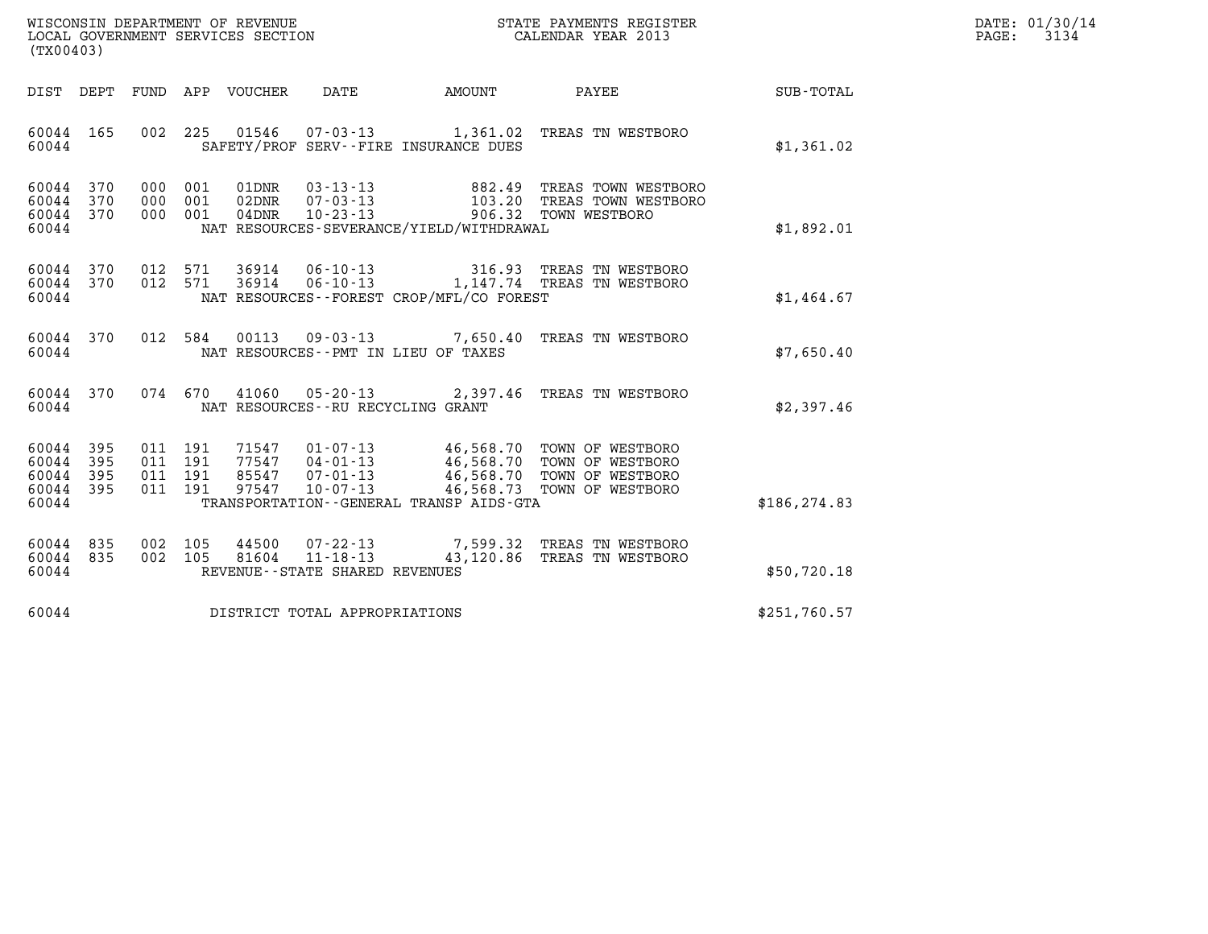WISCONSIN DEPARTMENT OF REVENUE
LOCAL GOVERNMENT SERVICES SECTION
(TX00403)

STATE PAYMENTS REGISTER
CALENDAR YEAR 2013

DATE: 01/30/14

| DIST | DEPT | FUND | APP | VOUCHER | DATE | AMOUNT | PAYEE | SUB-TOTAL |
|---|---|---|---|---|---|---|---|---|
| 60044 | 165 | 002 | 225 | 01546 | 07-03-13 | 1,361.02 | TREAS TN WESTBORO | |
| 60044 | | | | | SAFETY/PROF SERV--FIRE INSURANCE DUES | | | $1,361.02 |
| 60044 | 370 | 000 | 001 | 01DNR | 03-13-13 | 882.49 | TREAS TOWN WESTBORO | |
| 60044 | 370 | 000 | 001 | 02DNR | 07-03-13 | 103.20 | TREAS TOWN WESTBORO | |
| 60044 | 370 | 000 | 001 | 04DNR | 10-23-13 | 906.32 | TOWN WESTBORO | |
| 60044 | | | | | NAT RESOURCES-SEVERANCE/YIELD/WITHDRAWAL | | | $1,892.01 |
| 60044 | 370 | 012 | 571 | 36914 | 06-10-13 | 316.93 | TREAS TN WESTBORO | |
| 60044 | 370 | 012 | 571 | 36914 | 06-10-13 | 1,147.74 | TREAS TN WESTBORO | |
| 60044 | | | | | NAT RESOURCES--FOREST CROP/MFL/CO FOREST | | | $1,464.67 |
| 60044 | 370 | 012 | 584 | 00113 | 09-03-13 | 7,650.40 | TREAS TN WESTBORO | |
| 60044 | | | | | NAT RESOURCES--PMT IN LIEU OF TAXES | | | $7,650.40 |
| 60044 | 370 | 074 | 670 | 41060 | 05-20-13 | 2,397.46 | TREAS TN WESTBORO | |
| 60044 | | | | | NAT RESOURCES--RU RECYCLING GRANT | | | $2,397.46 |
| 60044 | 395 | 011 | 191 | 71547 | 01-07-13 | 46,568.70 | TOWN OF WESTBORO | |
| 60044 | 395 | 011 | 191 | 77547 | 04-01-13 | 46,568.70 | TOWN OF WESTBORO | |
| 60044 | 395 | 011 | 191 | 85547 | 07-01-13 | 46,568.70 | TOWN OF WESTBORO | |
| 60044 | 395 | 011 | 191 | 97547 | 10-07-13 | 46,568.73 | TOWN OF WESTBORO | |
| 60044 | | | | | TRANSPORTATION--GENERAL TRANSP AIDS-GTA | | | $186,274.83 |
| 60044 | 835 | 002 | 105 | 44500 | 07-22-13 | 7,599.32 | TREAS TN WESTBORO | |
| 60044 | 835 | 002 | 105 | 81604 | 11-18-13 | 43,120.86 | TREAS TN WESTBORO | |
| 60044 | | | | | REVENUE--STATE SHARED REVENUES | | | $50,720.18 |
| 60044 | | | | | DISTRICT TOTAL APPROPRIATIONS | | | $251,760.57 |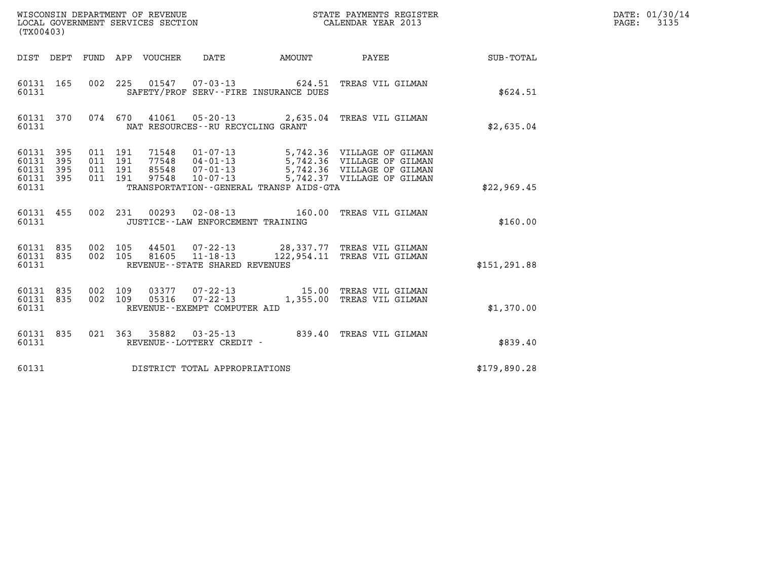WISCONSIN DEPARTMENT OF REVENUE
LOCAL GOVERNMENT SERVICES SECTION
(TX00403)

STATE PAYMENTS REGISTER
CALENDAR YEAR 2013

DATE: 01/30/14

| DIST | DEPT | FUND | APP | VOUCHER | DATE | AMOUNT | PAYEE | SUB-TOTAL |
|---|---|---|---|---|---|---|---|---|
| 60131 | 165 | 002 | 225 | 01547 | 07-03-13 | 624.51 | TREAS VIL GILMAN | |
| 60131 | | | | SAFETY/PROF SERV--FIRE INSURANCE DUES | | | | $624.51 |
| 60131 | 370 | 074 | 670 | 41061 | 05-20-13 | 2,635.04 | TREAS VIL GILMAN | |
| 60131 | | | | NAT RESOURCES--RU RECYCLING GRANT | | | | $2,635.04 |
| 60131 | 395 | 011 | 191 | 71548 | 01-07-13 | 5,742.36 | VILLAGE OF GILMAN | |
| 60131 | 395 | 011 | 191 | 77548 | 04-01-13 | 5,742.36 | VILLAGE OF GILMAN | |
| 60131 | 395 | 011 | 191 | 85548 | 07-01-13 | 5,742.36 | VILLAGE OF GILMAN | |
| 60131 | 395 | 011 | 191 | 97548 | 10-07-13 | 5,742.37 | VILLAGE OF GILMAN | |
| 60131 | | | | TRANSPORTATION--GENERAL TRANSP AIDS-GTA | | | | $22,969.45 |
| 60131 | 455 | 002 | 231 | 00293 | 02-08-13 | 160.00 | TREAS VIL GILMAN | |
| 60131 | | | | JUSTICE--LAW ENFORCEMENT TRAINING | | | | $160.00 |
| 60131 | 835 | 002 | 105 | 44501 | 07-22-13 | 28,337.77 | TREAS VIL GILMAN | |
| 60131 | 835 | 002 | 105 | 81605 | 11-18-13 | 122,954.11 | TREAS VIL GILMAN | |
| 60131 | | | | REVENUE--STATE SHARED REVENUES | | | | $151,291.88 |
| 60131 | 835 | 002 | 109 | 03377 | 07-22-13 | 15.00 | TREAS VIL GILMAN | |
| 60131 | 835 | 002 | 109 | 05316 | 07-22-13 | 1,355.00 | TREAS VIL GILMAN | |
| 60131 | | | | REVENUE--EXEMPT COMPUTER AID | | | | $1,370.00 |
| 60131 | 835 | 021 | 363 | 35882 | 03-25-13 | 839.40 | TREAS VIL GILMAN | |
| 60131 | | | | REVENUE--LOTTERY CREDIT - | | | | $839.40 |
| 60131 | | | | DISTRICT TOTAL APPROPRIATIONS | | | | $179,890.28 |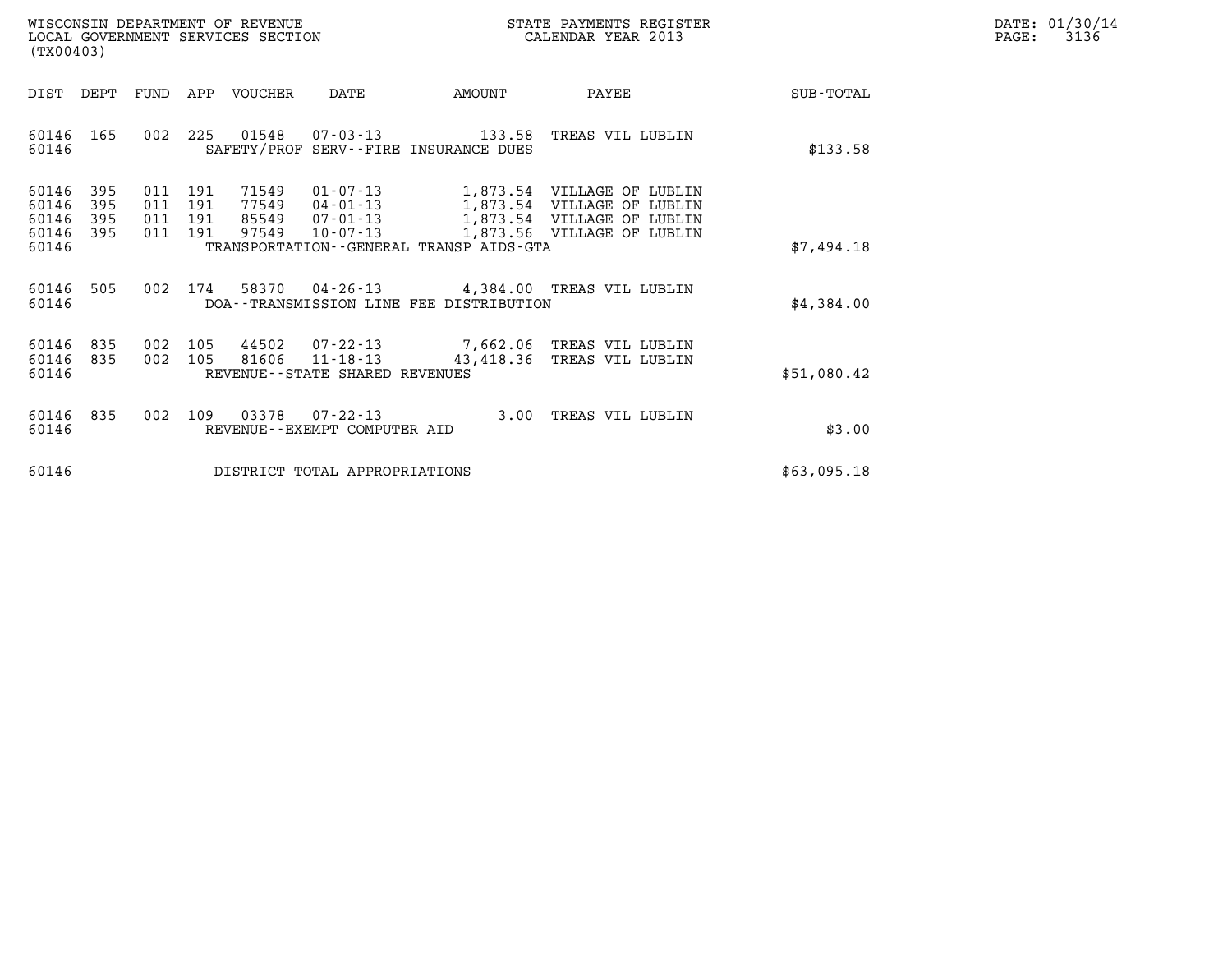WISCONSIN DEPARTMENT OF REVENUE
LOCAL GOVERNMENT SERVICES SECTION
(TX00403)

STATE PAYMENTS REGISTER
CALENDAR YEAR 2013

DATE: 01/30/14

| DIST | DEPT | FUND | APP | VOUCHER | DATE | AMOUNT | PAYEE | SUB-TOTAL |
|---|---|---|---|---|---|---|---|---|
| 60146 | 165 | 002 | 225 | 01548 | 07-03-13 | 133.58 | TREAS VIL LUBLIN | |
| 60146 | | | | | SAFETY/PROF SERV--FIRE INSURANCE DUES | | | $133.58 |
| 60146 | 395 | 011 | 191 | 71549 | 01-07-13 | 1,873.54 | VILLAGE OF LUBLIN | |
| 60146 | 395 | 011 | 191 | 77549 | 04-01-13 | 1,873.54 | VILLAGE OF LUBLIN | |
| 60146 | 395 | 011 | 191 | 85549 | 07-01-13 | 1,873.54 | VILLAGE OF LUBLIN | |
| 60146 | 395 | 011 | 191 | 97549 | 10-07-13 | 1,873.56 | VILLAGE OF LUBLIN | |
| 60146 | | | | | TRANSPORTATION--GENERAL TRANSP AIDS-GTA | | | $7,494.18 |
| 60146 | 505 | 002 | 174 | 58370 | 04-26-13 | 4,384.00 | TREAS VIL LUBLIN | |
| 60146 | | | | | DOA--TRANSMISSION LINE FEE DISTRIBUTION | | | $4,384.00 |
| 60146 | 835 | 002 | 105 | 44502 | 07-22-13 | 7,662.06 | TREAS VIL LUBLIN | |
| 60146 | 835 | 002 | 105 | 81606 | 11-18-13 | 43,418.36 | TREAS VIL LUBLIN | |
| 60146 | | | | | REVENUE--STATE SHARED REVENUES | | | $51,080.42 |
| 60146 | 835 | 002 | 109 | 03378 | 07-22-13 | 3.00 | TREAS VIL LUBLIN | |
| 60146 | | | | | REVENUE--EXEMPT COMPUTER AID | | | $3.00 |
| 60146 | | | | | DISTRICT TOTAL APPROPRIATIONS | | | $63,095.18 |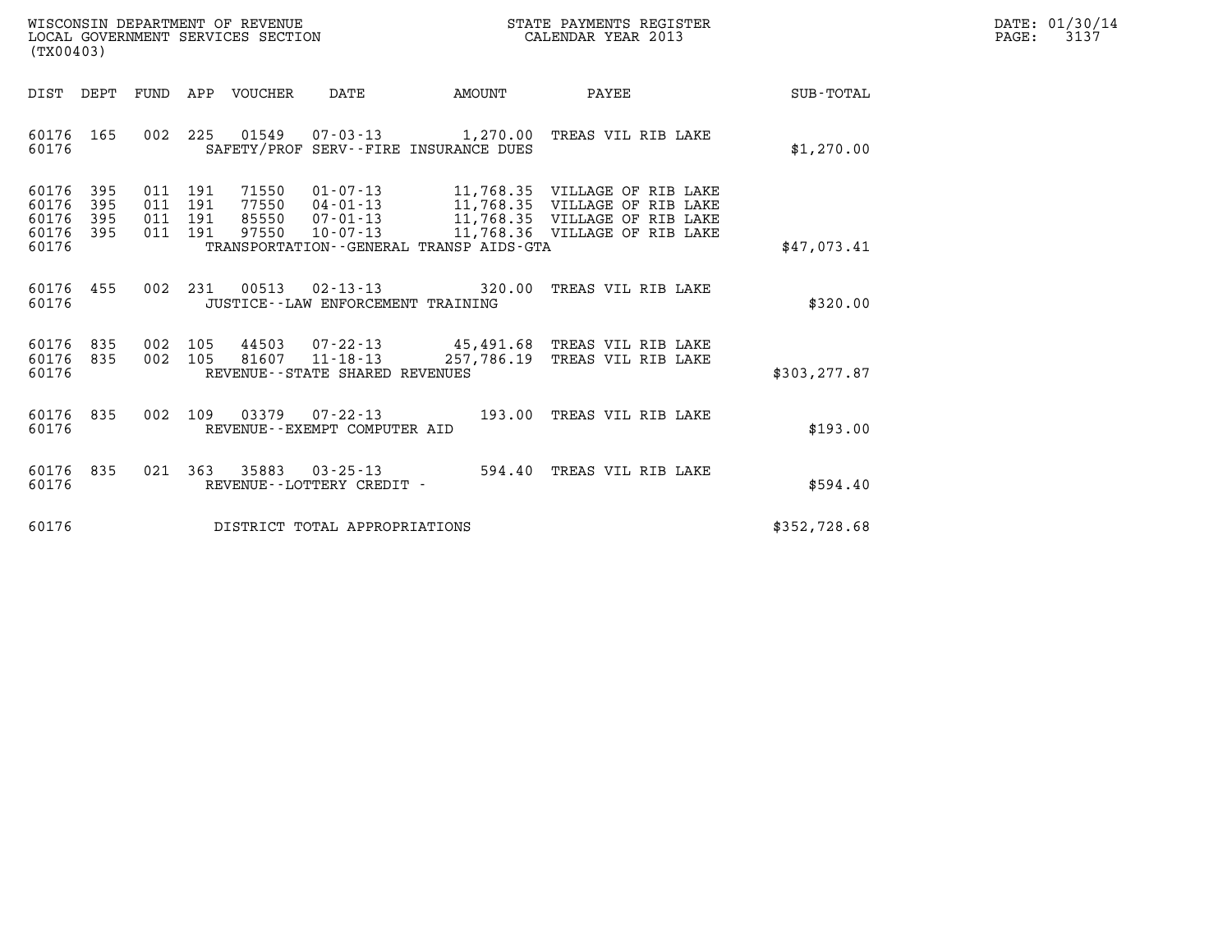WISCONSIN DEPARTMENT OF REVENUE
LOCAL GOVERNMENT SERVICES SECTION
(TX00403)

STATE PAYMENTS REGISTER
CALENDAR YEAR 2013

DATE: 01/30/14

| DIST | DEPT | FUND | APP | VOUCHER | DATE | AMOUNT | PAYEE | SUB-TOTAL |
|---|---|---|---|---|---|---|---|---|
| 60176 | 165 | 002 | 225 | 01549 | 07-03-13 | 1,270.00 | TREAS VIL RIB LAKE | |
| 60176 | | | | SAFETY/PROF SERV--FIRE INSURANCE DUES | | | | $1,270.00 |
| 60176 | 395 | 011 | 191 | 71550 | 01-07-13 | 11,768.35 | VILLAGE OF RIB LAKE | |
| 60176 | 395 | 011 | 191 | 77550 | 04-01-13 | 11,768.35 | VILLAGE OF RIB LAKE | |
| 60176 | 395 | 011 | 191 | 85550 | 07-01-13 | 11,768.35 | VILLAGE OF RIB LAKE | |
| 60176 | 395 | 011 | 191 | 97550 | 10-07-13 | 11,768.36 | VILLAGE OF RIB LAKE | |
| 60176 | | | | TRANSPORTATION--GENERAL TRANSP AIDS-GTA | | | | $47,073.41 |
| 60176 | 455 | 002 | 231 | 00513 | 02-13-13 | 320.00 | TREAS VIL RIB LAKE | |
| 60176 | | | | JUSTICE--LAW ENFORCEMENT TRAINING | | | | $320.00 |
| 60176 | 835 | 002 | 105 | 44503 | 07-22-13 | 45,491.68 | TREAS VIL RIB LAKE | |
| 60176 | 835 | 002 | 105 | 81607 | 11-18-13 | 257,786.19 | TREAS VIL RIB LAKE | |
| 60176 | | | | REVENUE--STATE SHARED REVENUES | | | | $303,277.87 |
| 60176 | 835 | 002 | 109 | 03379 | 07-22-13 | 193.00 | TREAS VIL RIB LAKE | |
| 60176 | | | | REVENUE--EXEMPT COMPUTER AID | | | | $193.00 |
| 60176 | 835 | 021 | 363 | 35883 | 03-25-13 | 594.40 | TREAS VIL RIB LAKE | |
| 60176 | | | | REVENUE--LOTTERY CREDIT - | | | | $594.40 |
| 60176 | | | | DISTRICT TOTAL APPROPRIATIONS | | | | $352,728.68 |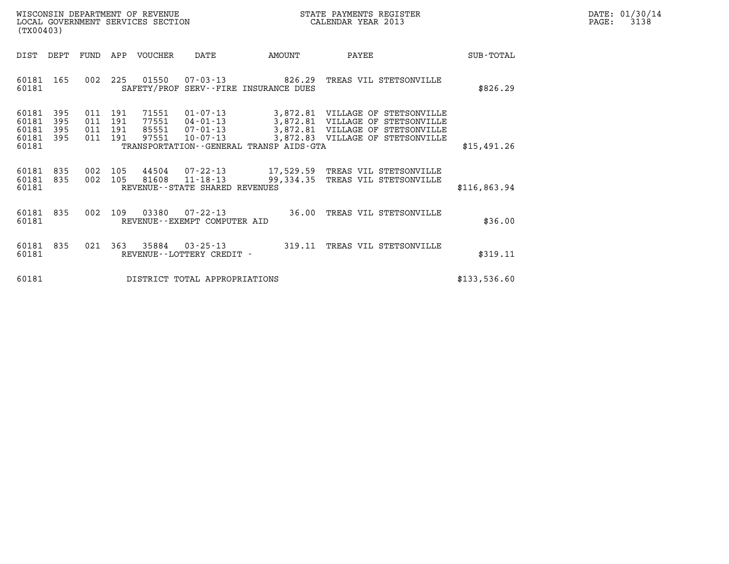WISCONSIN DEPARTMENT OF REVENUE
LOCAL GOVERNMENT SERVICES SECTION
(TX00403)

STATE PAYMENTS REGISTER
CALENDAR YEAR 2013

| DIST | DEPT | FUND | APP | VOUCHER | DATE | AMOUNT | PAYEE | SUB-TOTAL |
|---|---|---|---|---|---|---|---|---|
| 60181 | 165 | 002 | 225 | 01550 | 07-03-13 | 826.29 | TREAS VIL STETSONVILLE | |
| 60181 | | | | SAFETY/PROF SERV--FIRE INSURANCE DUES | | | | $826.29 |
| 60181 | 395 | 011 | 191 | 71551 | 01-07-13 | 3,872.81 | VILLAGE OF STETSONVILLE | |
| 60181 | 395 | 011 | 191 | 77551 | 04-01-13 | 3,872.81 | VILLAGE OF STETSONVILLE | |
| 60181 | 395 | 011 | 191 | 85551 | 07-01-13 | 3,872.81 | VILLAGE OF STETSONVILLE | |
| 60181 | 395 | 011 | 191 | 97551 | 10-07-13 | 3,872.83 | VILLAGE OF STETSONVILLE | |
| 60181 | | | | TRANSPORTATION--GENERAL TRANSP AIDS-GTA | | | | $15,491.26 |
| 60181 | 835 | 002 | 105 | 44504 | 07-22-13 | 17,529.59 | TREAS VIL STETSONVILLE | |
| 60181 | 835 | 002 | 105 | 81608 | 11-18-13 | 99,334.35 | TREAS VIL STETSONVILLE | |
| 60181 | | | | REVENUE--STATE SHARED REVENUES | | | | $116,863.94 |
| 60181 | 835 | 002 | 109 | 03380 | 07-22-13 | 36.00 | TREAS VIL STETSONVILLE | |
| 60181 | | | | REVENUE--EXEMPT COMPUTER AID | | | | $36.00 |
| 60181 | 835 | 021 | 363 | 35884 | 03-25-13 | 319.11 | TREAS VIL STETSONVILLE | |
| 60181 | | | | REVENUE--LOTTERY CREDIT - | | | | $319.11 |
| 60181 | | | | DISTRICT TOTAL APPROPRIATIONS | | | | $133,536.60 |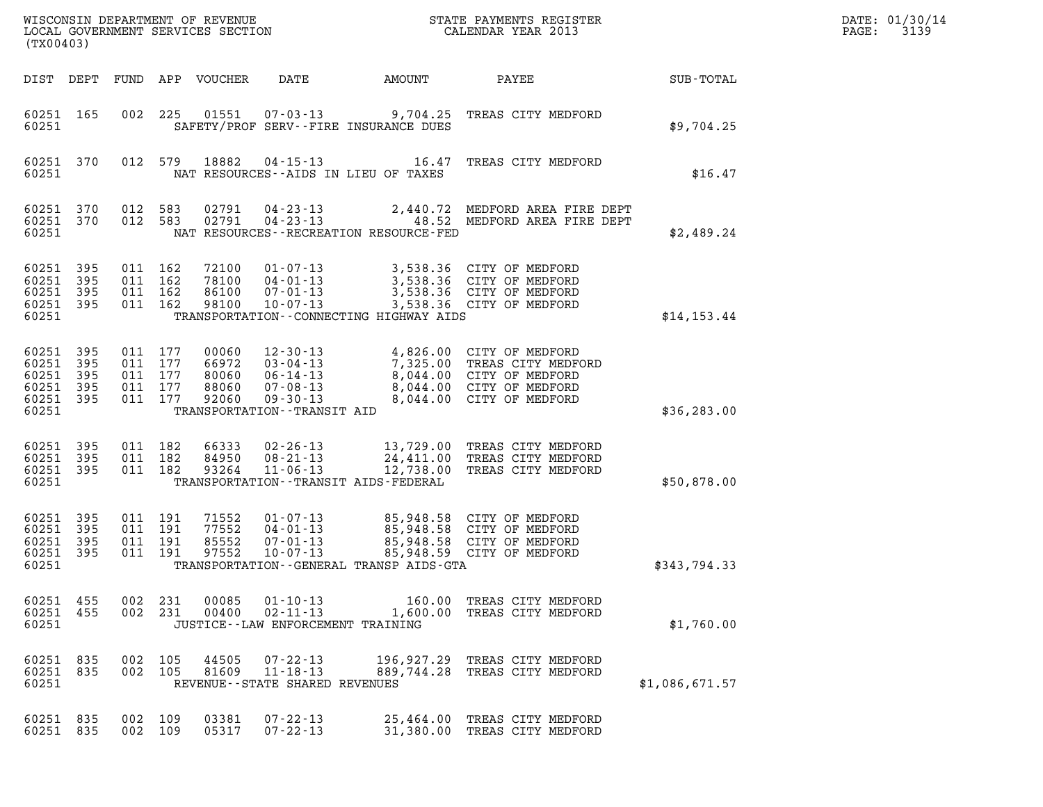WISCONSIN DEPARTMENT OF REVENUE
LOCAL GOVERNMENT SERVICES SECTION
(TX00403)

STATE PAYMENTS REGISTER
CALENDAR YEAR 2013

DATE: 01/30/14
PAGE: 3139

| DIST | DEPT | FUND | APP | VOUCHER | DATE | AMOUNT | PAYEE | SUB-TOTAL |
|---|---|---|---|---|---|---|---|---|
| 60251 | 165 | 002 | 225 | 01551 | 07-03-13 | 9,704.25 | TREAS CITY MEDFORD | |
| 60251 | | | | | SAFETY/PROF SERV--FIRE INSURANCE DUES | | | $9,704.25 |
| 60251 | 370 | 012 | 579 | 18882 | 04-15-13 | 16.47 | TREAS CITY MEDFORD | |
| 60251 | | | | | NAT RESOURCES--AIDS IN LIEU OF TAXES | | | $16.47 |
| 60251 | 370 | 012 | 583 | 02791 | 04-23-13 | 2,440.72 | MEDFORD AREA FIRE DEPT | |
| 60251 | 370 | 012 | 583 | 02791 | 04-23-13 | 48.52 | MEDFORD AREA FIRE DEPT | |
| 60251 | | | | | NAT RESOURCES--RECREATION RESOURCE-FED | | | $2,489.24 |
| 60251 | 395 | 011 | 162 | 72100 | 01-07-13 | 3,538.36 | CITY OF MEDFORD | |
| 60251 | 395 | 011 | 162 | 78100 | 04-01-13 | 3,538.36 | CITY OF MEDFORD | |
| 60251 | 395 | 011 | 162 | 86100 | 07-01-13 | 3,538.36 | CITY OF MEDFORD | |
| 60251 | 395 | 011 | 162 | 98100 | 10-07-13 | 3,538.36 | CITY OF MEDFORD | |
| 60251 | | | | | TRANSPORTATION--CONNECTING HIGHWAY AIDS | | | $14,153.44 |
| 60251 | 395 | 011 | 177 | 00060 | 12-30-13 | 4,826.00 | CITY OF MEDFORD | |
| 60251 | 395 | 011 | 177 | 66972 | 03-04-13 | 7,325.00 | TREAS CITY MEDFORD | |
| 60251 | 395 | 011 | 177 | 80060 | 06-14-13 | 8,044.00 | CITY OF MEDFORD | |
| 60251 | 395 | 011 | 177 | 88060 | 07-08-13 | 8,044.00 | CITY OF MEDFORD | |
| 60251 | 395 | 011 | 177 | 92060 | 09-30-13 | 8,044.00 | CITY OF MEDFORD | |
| 60251 | | | | | TRANSPORTATION--TRANSIT AID | | | $36,283.00 |
| 60251 | 395 | 011 | 182 | 66333 | 02-26-13 | 13,729.00 | TREAS CITY MEDFORD | |
| 60251 | 395 | 011 | 182 | 84950 | 08-21-13 | 24,411.00 | TREAS CITY MEDFORD | |
| 60251 | 395 | 011 | 182 | 93264 | 11-06-13 | 12,738.00 | TREAS CITY MEDFORD | |
| 60251 | | | | | TRANSPORTATION--TRANSIT AIDS-FEDERAL | | | $50,878.00 |
| 60251 | 395 | 011 | 191 | 71552 | 01-07-13 | 85,948.58 | CITY OF MEDFORD | |
| 60251 | 395 | 011 | 191 | 77552 | 04-01-13 | 85,948.58 | CITY OF MEDFORD | |
| 60251 | 395 | 011 | 191 | 85552 | 07-01-13 | 85,948.58 | CITY OF MEDFORD | |
| 60251 | 395 | 011 | 191 | 97552 | 10-07-13 | 85,948.59 | CITY OF MEDFORD | |
| 60251 | | | | | TRANSPORTATION--GENERAL TRANSP AIDS-GTA | | | $343,794.33 |
| 60251 | 455 | 002 | 231 | 00085 | 01-10-13 | 160.00 | TREAS CITY MEDFORD | |
| 60251 | 455 | 002 | 231 | 00400 | 02-11-13 | 1,600.00 | TREAS CITY MEDFORD | |
| 60251 | | | | | JUSTICE--LAW ENFORCEMENT TRAINING | | | $1,760.00 |
| 60251 | 835 | 002 | 105 | 44505 | 07-22-13 | 196,927.29 | TREAS CITY MEDFORD | |
| 60251 | 835 | 002 | 105 | 81609 | 11-18-13 | 889,744.28 | TREAS CITY MEDFORD | |
| 60251 | | | | | REVENUE--STATE SHARED REVENUES | | | $1,086,671.57 |
| 60251 | 835 | 002 | 109 | 03381 | 07-22-13 | 25,464.00 | TREAS CITY MEDFORD | |
| 60251 | 835 | 002 | 109 | 05317 | 07-22-13 | 31,380.00 | TREAS CITY MEDFORD | |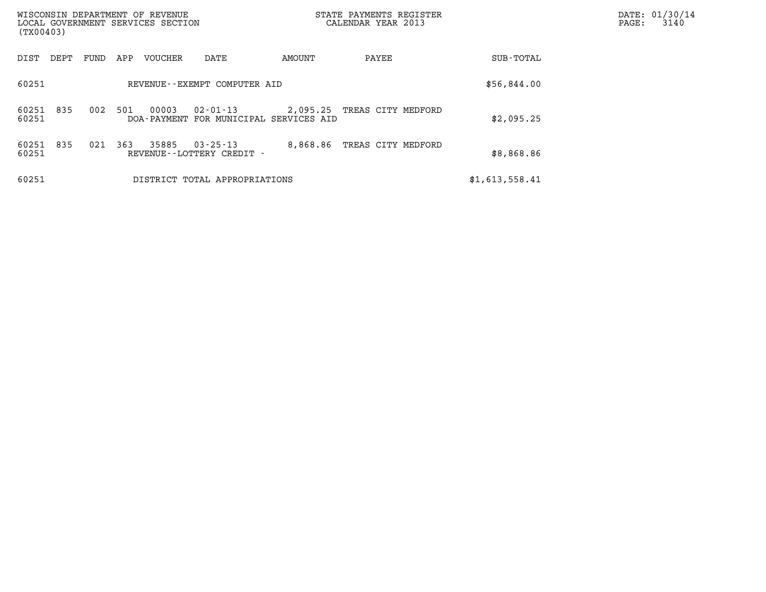WISCONSIN DEPARTMENT OF REVENUE
LOCAL GOVERNMENT SERVICES SECTION
(TX00403)

STATE PAYMENTS REGISTER
CALENDAR YEAR 2013

DATE: 01/30/14
PAGE: 3140

| DIST | DEPT | FUND | APP | VOUCHER | DATE | AMOUNT | PAYEE | SUB-TOTAL |
|---|---|---|---|---|---|---|---|---|
| 60251 | | | | REVENUE--EXEMPT COMPUTER AID | | | | $56,844.00 |
| 60251 | 835 | 002 | 501 | 00003 | 02-01-13 | 2,095.25 | TREAS CITY MEDFORD | |
| 60251 | | | | DOA-PAYMENT FOR MUNICIPAL SERVICES AID | | | | $2,095.25 |
| 60251 | 835 | 021 | 363 | 35885 | 03-25-13 | 8,868.86 | TREAS CITY MEDFORD | |
| 60251 | | | | REVENUE--LOTTERY CREDIT - | | | | $8,868.86 |
| 60251 | | | | DISTRICT TOTAL APPROPRIATIONS | | | | $1,613,558.41 |